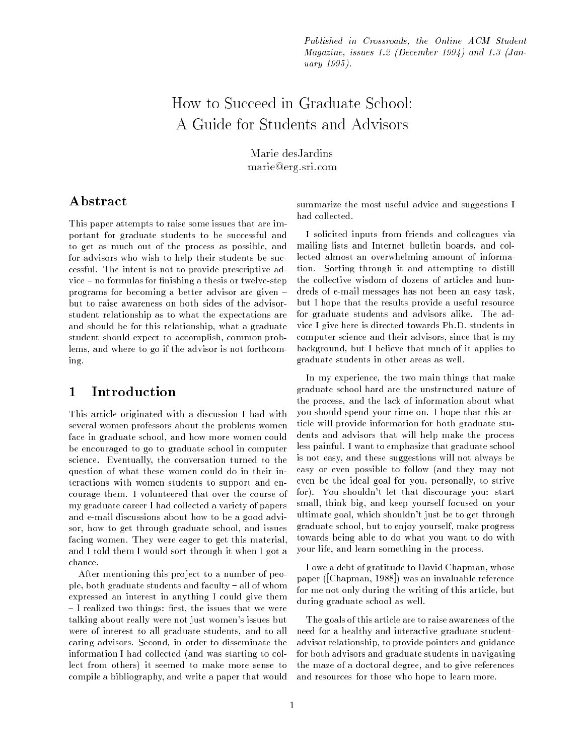*Published in Crossroads, the Online ACM Student Magazine, issues 1.2 (December 1994) and 1.3 (January 1995).*

# How to Succeed in Graduate School: A Guide for Students and Advisors

Marie desJardins
marie@erg.sri.com

## Abstract

This paper attempts to raise some issues that are important for graduate students to be successful and to get as much out of the process as possible, and for advisors who wish to help their students be successful. The intent is not to provide prescriptive advice – no formulas for finishing a thesis or twelve-step programs for becoming a better advisor are given – but to raise awareness on both sides of the advisor-student relationship as to what the expectations are and should be for this relationship, what a graduate student should expect to accomplish, common problems, and where to go if the advisor is not forthcoming.

## 1 Introduction

This article originated with a discussion I had with several women professors about the problems women face in graduate school, and how more women could be encouraged to go to graduate school in computer science. Eventually, the conversation turned to the question of what these women could do in their interactions with women students to support and encourage them. I volunteered that over the course of my graduate career I had collected a variety of papers and e-mail discussions about how to be a good advisor, how to get through graduate school, and issues facing women. They were eager to get this material, and I told them I would sort through it when I got a chance.

After mentioning this project to a number of people, both graduate students and faculty – all of whom expressed an interest in anything I could give them – I realized two things: first, the issues that we were talking about really were not just women's issues but were of interest to all graduate students, and to all caring advisors. Second, in order to disseminate the information I had collected (and was starting to collect from others) it seemed to make more sense to compile a bibliography, and write a paper that would summarize the most useful advice and suggestions I had collected.

I solicited inputs from friends and colleagues via mailing lists and Internet bulletin boards, and collected almost an overwhelming amount of information. Sorting through it and attempting to distill the collective wisdom of dozens of articles and hundreds of e-mail messages has not been an easy task, but I hope that the results provide a useful resource for graduate students and advisors alike. The advice I give here is directed towards Ph.D. students in computer science and their advisors, since that is my background, but I believe that much of it applies to graduate students in other areas as well.

In my experience, the two main things that make graduate school hard are the unstructured nature of the process, and the lack of information about what you should spend your time on. I hope that this article will provide information for both graduate students and advisors that will help make the process less painful. I want to emphasize that graduate school is not easy, and these suggestions will not always be easy or even possible to follow (and they may not even be the ideal goal for you, personally, to strive for). You shouldn't let that discourage you: start small, think big, and keep yourself focused on your ultimate goal, which shouldn't just be to get through graduate school, but to enjoy yourself, make progress towards being able to do what you want to do with your life, and learn something in the process.

I owe a debt of gratitude to David Chapman, whose paper ([Chapman, 1988]) was an invaluable reference for me not only during the writing of this article, but during graduate school as well.

The goals of this article are to raise awareness of the need for a healthy and interactive graduate student-advisor relationship, to provide pointers and guidance for both advisors and graduate students in navigating the maze of a doctoral degree, and to give references and resources for those who hope to learn more.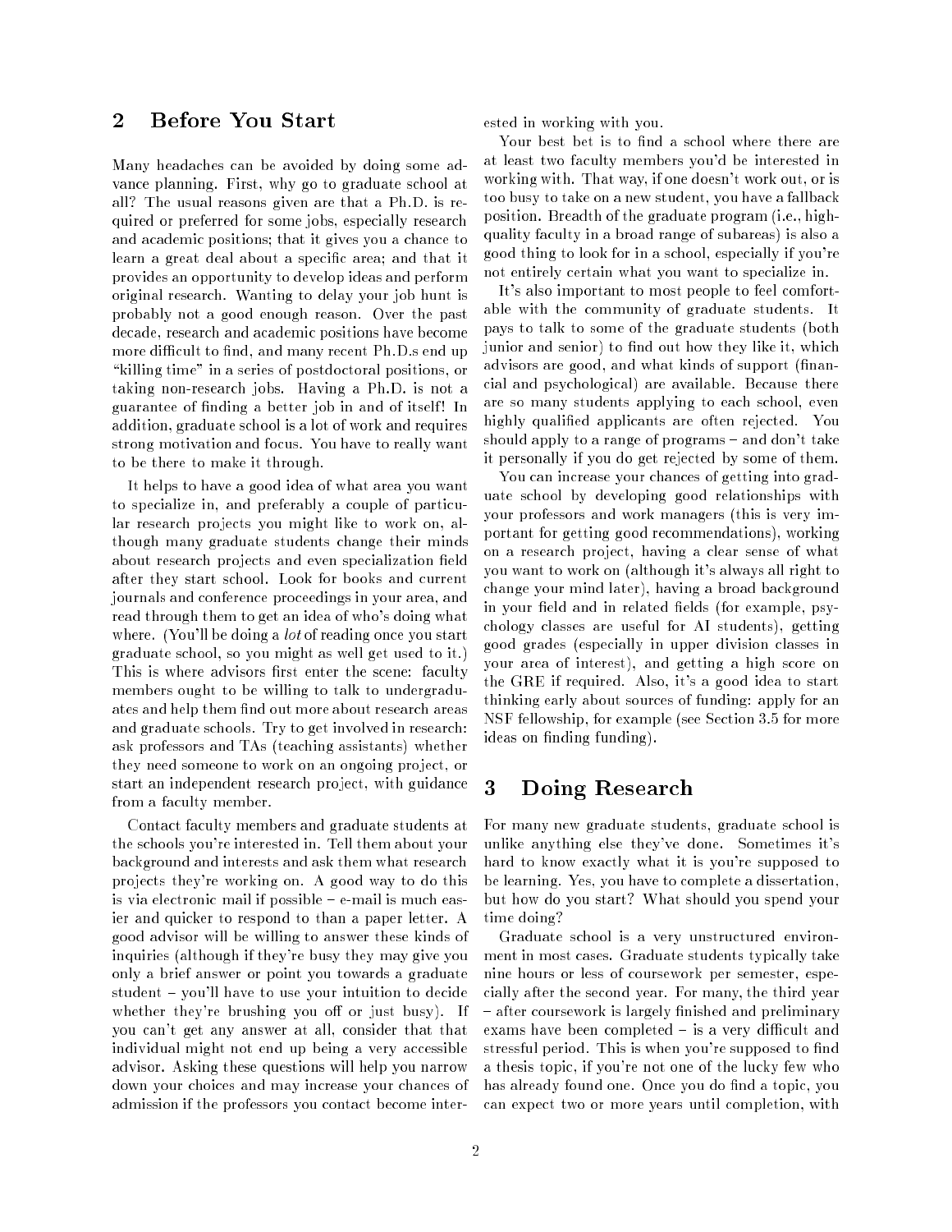## 2 Before You Start

Many headaches can be avoided by doing some advance planning. First, why go to graduate school at all? The usual reasons given are that a Ph.D. is required or preferred for some jobs, especially research and academic positions; that it gives you a chance to learn a great deal about a specific area; and that it provides an opportunity to develop ideas and perform original research. Wanting to delay your job hunt is probably not a good enough reason. Over the past decade, research and academic positions have become more difficult to find, and many recent Ph.D.s end up "killing time" in a series of postdoctoral positions, or taking non-research jobs. Having a Ph.D. is not a guarantee of finding a better job in and of itself! In addition, graduate school is a lot of work and requires strong motivation and focus. You have to really want to be there to make it through.

It helps to have a good idea of what area you want to specialize in, and preferably a couple of particular research projects you might like to work on, although many graduate students change their minds about research projects and even specialization field after they start school. Look for books and current journals and conference proceedings in your area, and read through them to get an idea of who's doing what where. (You'll be doing a *lot* of reading once you start graduate school, so you might as well get used to it.) This is where advisors first enter the scene: faculty members ought to be willing to talk to undergraduates and help them find out more about research areas and graduate schools. Try to get involved in research: ask professors and TAs (teaching assistants) whether they need someone to work on an ongoing project, or start an independent research project, with guidance from a faculty member.

Contact faculty members and graduate students at the schools you're interested in. Tell them about your background and interests and ask them what research projects they're working on. A good way to do this is via electronic mail if possible – e-mail is much easier and quicker to respond to than a paper letter. A good advisor will be willing to answer these kinds of inquiries (although if they're busy they may give you only a brief answer or point you towards a graduate student – you'll have to use your intuition to decide whether they're brushing you off or just busy). If you can't get any answer at all, consider that that individual might not end up being a very accessible advisor. Asking these questions will help you narrow down your choices and may increase your chances of admission if the professors you contact become interested in working with you.

Your best bet is to find a school where there are at least two faculty members you'd be interested in working with. That way, if one doesn't work out, or is too busy to take on a new student, you have a fallback position. Breadth of the graduate program (i.e., high-quality faculty in a broad range of subareas) is also a good thing to look for in a school, especially if you're not entirely certain what you want to specialize in.

It's also important to most people to feel comfortable with the community of graduate students. It pays to talk to some of the graduate students (both junior and senior) to find out how they like it, which advisors are good, and what kinds of support (financial and psychological) are available. Because there are so many students applying to each school, even highly qualified applicants are often rejected. You should apply to a range of programs – and don't take it personally if you do get rejected by some of them.

You can increase your chances of getting into graduate school by developing good relationships with your professors and work managers (this is very important for getting good recommendations), working on a research project, having a clear sense of what you want to work on (although it's always all right to change your mind later), having a broad background in your field and in related fields (for example, psychology classes are useful for AI students), getting good grades (especially in upper division classes in your area of interest), and getting a high score on the GRE if required. Also, it's a good idea to start thinking early about sources of funding: apply for an NSF fellowship, for example (see Section 3.5 for more ideas on finding funding).

## 3 Doing Research

For many new graduate students, graduate school is unlike anything else they've done. Sometimes it's hard to know exactly what it is you're supposed to be learning. Yes, you have to complete a dissertation, but how do you start? What should you spend your time doing?

Graduate school is a very unstructured environment in most cases. Graduate students typically take nine hours or less of coursework per semester, especially after the second year. For many, the third year – after coursework is largely finished and preliminary exams have been completed – is a very difficult and stressful period. This is when you're supposed to find a thesis topic, if you're not one of the lucky few who has already found one. Once you do find a topic, you can expect two or more years until completion, with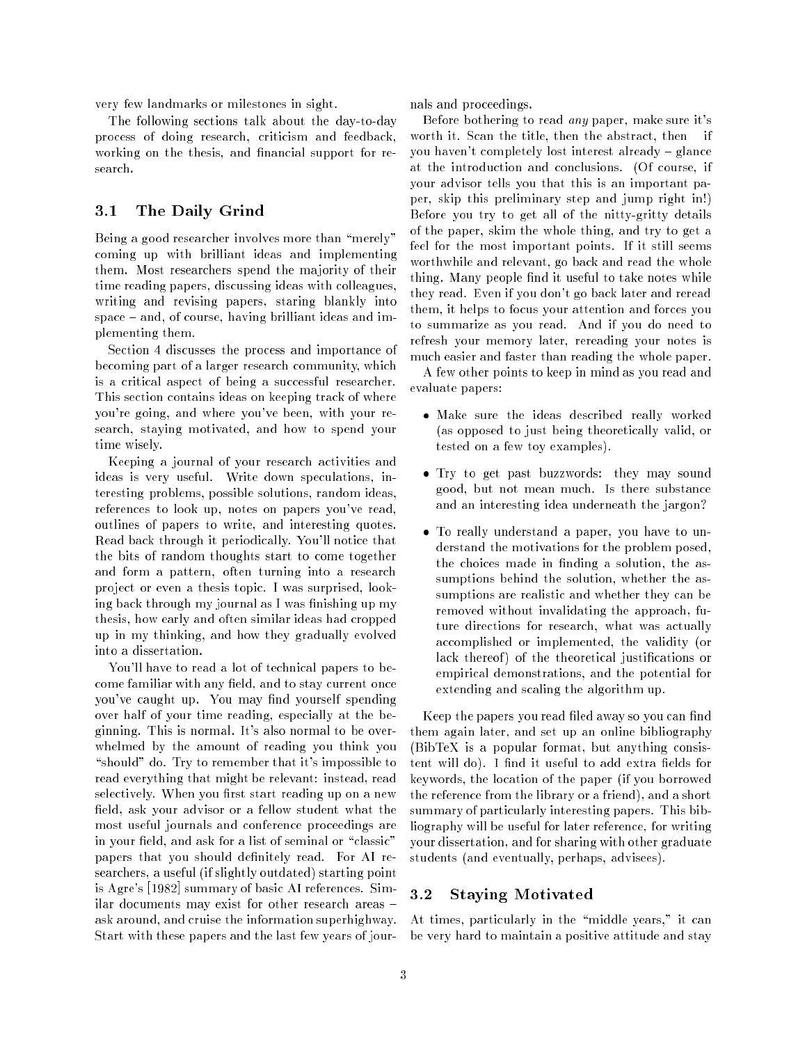very few landmarks or milestones in sight.

The following sections talk about the day-to-day process of doing research, criticism and feedback, working on the thesis, and financial support for research.

## 3.1 The Daily Grind

Being a good researcher involves more than "merely" coming up with brilliant ideas and implementing them. Most researchers spend the majority of their time reading papers, discussing ideas with colleagues, writing and revising papers, staring blankly into space – and, of course, having brilliant ideas and implementing them.

Section 4 discusses the process and importance of becoming part of a larger research community, which is a critical aspect of being a successful researcher. This section contains ideas on keeping track of where you're going, and where you've been, with your research, staying motivated, and how to spend your time wisely.

Keeping a journal of your research activities and ideas is very useful. Write down speculations, interesting problems, possible solutions, random ideas, references to look up, notes on papers you've read, outlines of papers to write, and interesting quotes. Read back through it periodically. You'll notice that the bits of random thoughts start to come together and form a pattern, often turning into a research project or even a thesis topic. I was surprised, looking back through my journal as I was finishing up my thesis, how early and often similar ideas had cropped up in my thinking, and how they gradually evolved into a dissertation.

You'll have to read a lot of technical papers to become familiar with any field, and to stay current once you've caught up. You may find yourself spending over half of your time reading, especially at the beginning. This is normal. It's also normal to be overwhelmed by the amount of reading you think you "should" do. Try to remember that it's impossible to read everything that might be relevant: instead, read selectively. When you first start reading up on a new field, ask your advisor or a fellow student what the most useful journals and conference proceedings are in your field, and ask for a list of seminal or "classic" papers that you should definitely read. For AI researchers, a useful (if slightly outdated) starting point is Agre's [1982] summary of basic AI references. Similar documents may exist for other research areas – ask around, and cruise the information superhighway. Start with these papers and the last few years of journals and proceedings.

Before bothering to read *any* paper, make sure it's worth it. Scan the title, then the abstract, then – if you haven't completely lost interest already – glance at the introduction and conclusions. (Of course, if your advisor tells you that this is an important paper, skip this preliminary step and jump right in!) Before you try to get all of the nitty-gritty details of the paper, skim the whole thing, and try to get a feel for the most important points. If it still seems worthwhile and relevant, go back and read the whole thing. Many people find it useful to take notes while they read. Even if you don't go back later and reread them, it helps to focus your attention and forces you to summarize as you read. And if you do need to refresh your memory later, rereading your notes is much easier and faster than reading the whole paper.

A few other points to keep in mind as you read and evaluate papers:

- Make sure the ideas described really worked (as opposed to just being theoretically valid, or tested on a few toy examples).
- Try to get past buzzwords: they may sound good, but not mean much. Is there substance and an interesting idea underneath the jargon?
- To really understand a paper, you have to understand the motivations for the problem posed, the choices made in finding a solution, the assumptions behind the solution, whether the assumptions are realistic and whether they can be removed without invalidating the approach, future directions for research, what was actually accomplished or implemented, the validity (or lack thereof) of the theoretical justifications or empirical demonstrations, and the potential for extending and scaling the algorithm up.

Keep the papers you read filed away so you can find them again later, and set up an online bibliography (BibTeX is a popular format, but anything consistent will do). I find it useful to add extra fields for keywords, the location of the paper (if you borrowed the reference from the library or a friend), and a short summary of particularly interesting papers. This bibliography will be useful for later reference, for writing your dissertation, and for sharing with other graduate students (and eventually, perhaps, advisees).

## 3.2 Staying Motivated

At times, particularly in the "middle years," it can be very hard to maintain a positive attitude and stay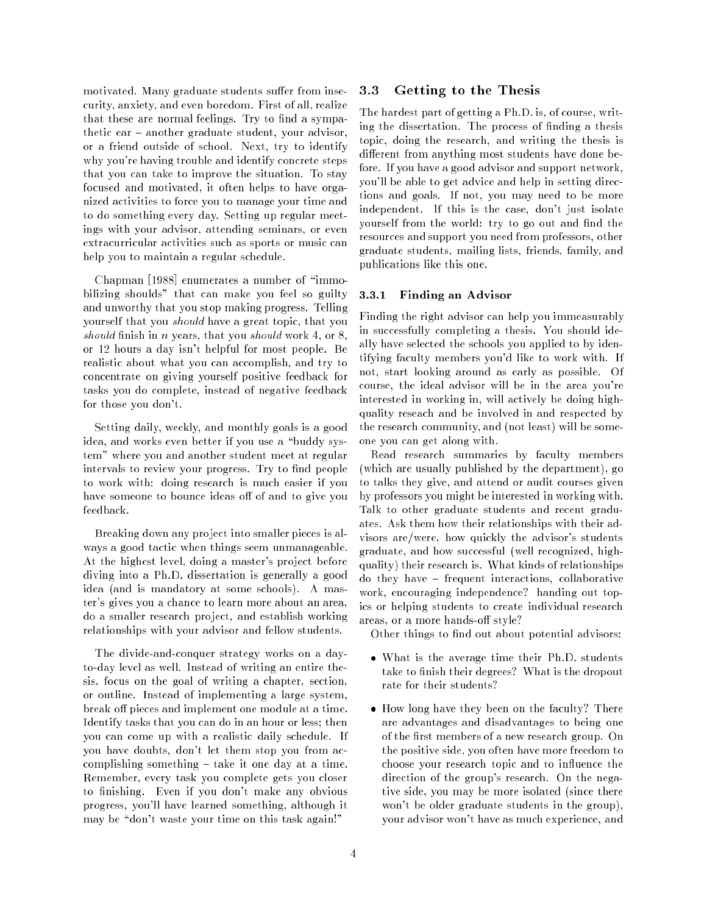motivated. Many graduate students suffer from insecurity, anxiety, and even boredom. First of all, realize that these are normal feelings. Try to find a sympathetic ear – another graduate student, your advisor, or a friend outside of school. Next, try to identify why you're having trouble and identify concrete steps that you can take to improve the situation. To stay focused and motivated, it often helps to have organized activities to force you to manage your time and to do something every day. Setting up regular meetings with your advisor, attending seminars, or even extracurricular activities such as sports or music can help you to maintain a regular schedule.

Chapman [1988] enumerates a number of "immobilizing shoulds" that can make you feel so guilty and unworthy that you stop making progress. Telling yourself that you *should* have a great topic, that you *should* finish in $n$ years, that you *should* work 4, or 8, or 12 hours a day isn't helpful for most people. Be realistic about what you can accomplish, and try to concentrate on giving yourself positive feedback for tasks you do complete, instead of negative feedback for those you don't.

Setting daily, weekly, and monthly goals is a good idea, and works even better if you use a "buddy system" where you and another student meet at regular intervals to review your progress. Try to find people to work with: doing research is much easier if you have someone to bounce ideas off of and to give you feedback.

Breaking down any project into smaller pieces is always a good tactic when things seem unmanageable. At the highest level, doing a master's project before diving into a Ph.D. dissertation is generally a good idea (and is mandatory at some schools). A master's gives you a chance to learn more about an area, do a smaller research project, and establish working relationships with your advisor and fellow students.

The divide-and-conquer strategy works on a day-to-day level as well. Instead of writing an entire thesis, focus on the goal of writing a chapter, section, or outline. Instead of implementing a large system, break off pieces and implement one module at a time. Identify tasks that you can do in an hour or less; then you can come up with a realistic daily schedule. If you have doubts, don't let them stop you from accomplishing something – take it one day at a time. Remember, every task you complete gets you closer to finishing. Even if you don't make any obvious progress, you'll have learned something, although it may be "don't waste your time on this task again!"

## 3.3 Getting to the Thesis

The hardest part of getting a Ph.D. is, of course, writing the dissertation. The process of finding a thesis topic, doing the research, and writing the thesis is different from anything most students have done before. If you have a good advisor and support network, you'll be able to get advice and help in setting directions and goals. If not, you may need to be more independent. If this is the case, don't just isolate yourself from the world: try to go out and find the resources and support you need from professors, other graduate students, mailing lists, friends, family, and publications like this one.

### 3.3.1 Finding an Advisor

Finding the right advisor can help you immeasurably in successfully completing a thesis. You should ideally have selected the schools you applied to by identifying faculty members you'd like to work with. If not, start looking around as early as possible. Of course, the ideal advisor will be in the area you're interested in working in, will actively be doing high-quality reseach and be involved in and respected by the research community, and (not least) will be someone you can get along with.

Read research summaries by faculty members (which are usually published by the department), go to talks they give, and attend or audit courses given by professors you might be interested in working with. Talk to other graduate students and recent graduates. Ask them how their relationships with their advisors are/were, how quickly the advisor's students graduate, and how successful (well recognized, high-quality) their research is. What kinds of relationships do they have – frequent interactions, collaborative work, encouraging independence? handing out topics or helping students to create individual research areas, or a more hands-off style?

Other things to find out about potential advisors:

- What is the average time their Ph.D. students take to finish their degrees? What is the dropout rate for their students?
- How long have they been on the faculty? There are advantages and disadvantages to being one of the first members of a new research group. On the positive side, you often have more freedom to choose your research topic and to influence the direction of the group's research. On the negative side, you may be more isolated (since there won't be older graduate students in the group), your advisor won't have as much experience, and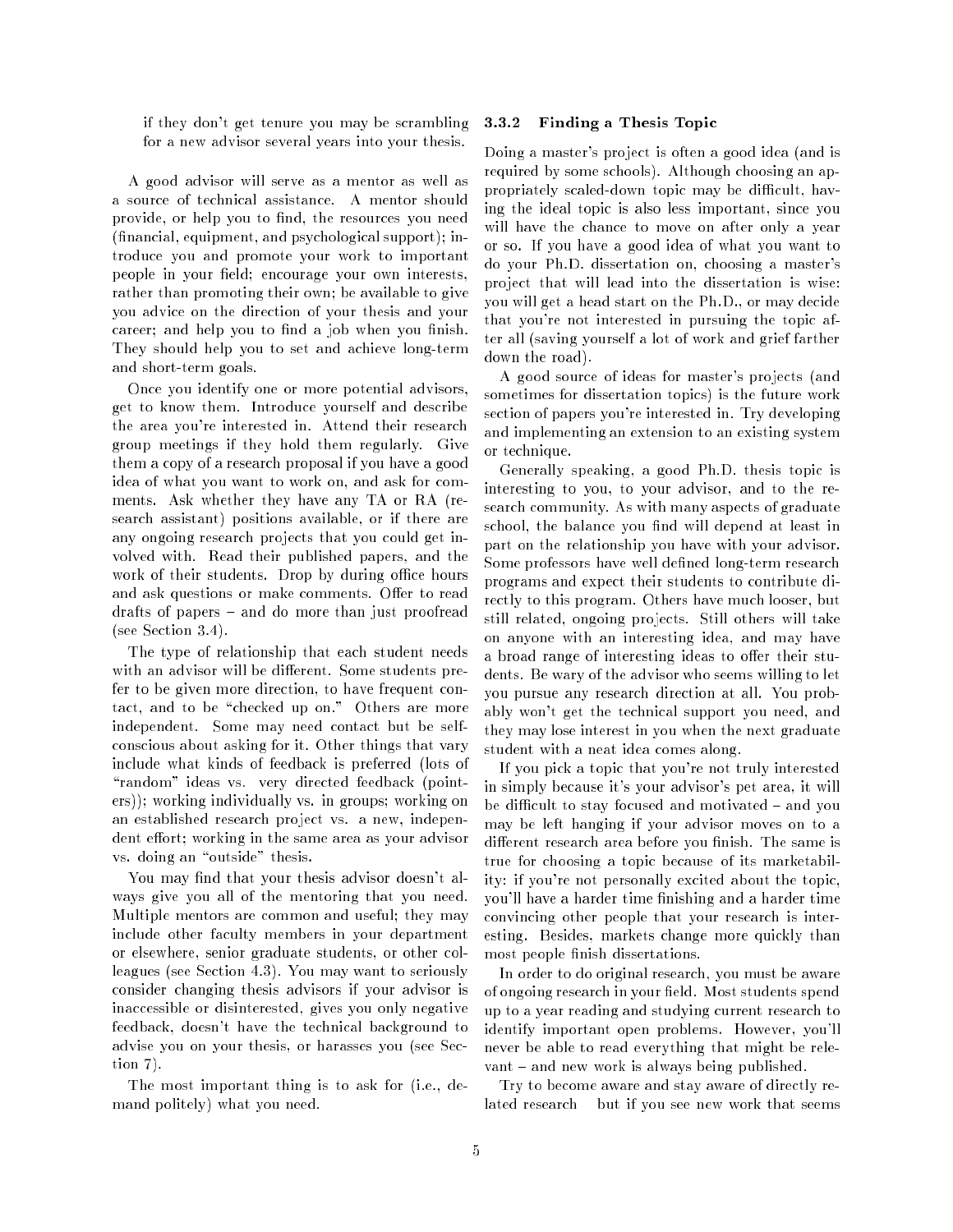if they don't get tenure you may be scrambling for a new advisor several years into your thesis.

A good advisor will serve as a mentor as well as a source of technical assistance. A mentor should provide, or help you to find, the resources you need (financial, equipment, and psychological support); introduce you and promote your work to important people in your field; encourage your own interests, rather than promoting their own; be available to give you advice on the direction of your thesis and your career; and help you to find a job when you finish. They should help you to set and achieve long-term and short-term goals.

Once you identify one or more potential advisors, get to know them. Introduce yourself and describe the area you're interested in. Attend their research group meetings if they hold them regularly. Give them a copy of a research proposal if you have a good idea of what you want to work on, and ask for comments. Ask whether they have any TA or RA (research assistant) positions available, or if there are any ongoing research projects that you could get involved with. Read their published papers, and the work of their students. Drop by during office hours and ask questions or make comments. Offer to read drafts of papers – and do more than just proofread (see Section 3.4).

The type of relationship that each student needs with an advisor will be different. Some students prefer to be given more direction, to have frequent contact, and to be "checked up on." Others are more independent. Some may need contact but be self-conscious about asking for it. Other things that vary include what kinds of feedback is preferred (lots of "random" ideas vs. very directed feedback (pointers)); working individually vs. in groups; working on an established research project vs. a new, independent effort; working in the same area as your advisor vs. doing an "outside" thesis.

You may find that your thesis advisor doesn't always give you all of the mentoring that you need. Multiple mentors are common and useful; they may include other faculty members in your department or elsewhere, senior graduate students, or other colleagues (see Section 4.3). You may want to seriously consider changing thesis advisors if your advisor is inaccessible or disinterested, gives you only negative feedback, doesn't have the technical background to advise you on your thesis, or harasses you (see Section 7).

The most important thing is to ask for (i.e., demand politely) what you need.

### 3.3.2 Finding a Thesis Topic

Doing a master's project is often a good idea (and is required by some schools). Although choosing an appropriately scaled-down topic may be difficult, having the ideal topic is also less important, since you will have the chance to move on after only a year or so. If you have a good idea of what you want to do your Ph.D. dissertation on, choosing a master's project that will lead into the dissertation is wise: you will get a head start on the Ph.D., or may decide that you're not interested in pursuing the topic after all (saving yourself a lot of work and grief farther down the road).

A good source of ideas for master's projects (and sometimes for dissertation topics) is the future work section of papers you're interested in. Try developing and implementing an extension to an existing system or technique.

Generally speaking, a good Ph.D. thesis topic is interesting to you, to your advisor, and to the research community. As with many aspects of graduate school, the balance you find will depend at least in part on the relationship you have with your advisor. Some professors have well defined long-term research programs and expect their students to contribute directly to this program. Others have much looser, but still related, ongoing projects. Still others will take on anyone with an interesting idea, and may have a broad range of interesting ideas to offer their students. Be wary of the advisor who seems willing to let you pursue any research direction at all. You probably won't get the technical support you need, and they may lose interest in you when the next graduate student with a neat idea comes along.

If you pick a topic that you're not truly interested in simply because it's your advisor's pet area, it will be difficult to stay focused and motivated – and you may be left hanging if your advisor moves on to a different research area before you finish. The same is true for choosing a topic because of its marketability: if you're not personally excited about the topic, you'll have a harder time finishing and a harder time convincing other people that your research is interesting. Besides, markets change more quickly than most people finish dissertations.

In order to do original research, you must be aware of ongoing research in your field. Most students spend up to a year reading and studying current research to identify important open problems. However, you'll never be able to read everything that might be relevant – and new work is always being published.

Try to become aware and stay aware of directly related research – but if you see new work that seems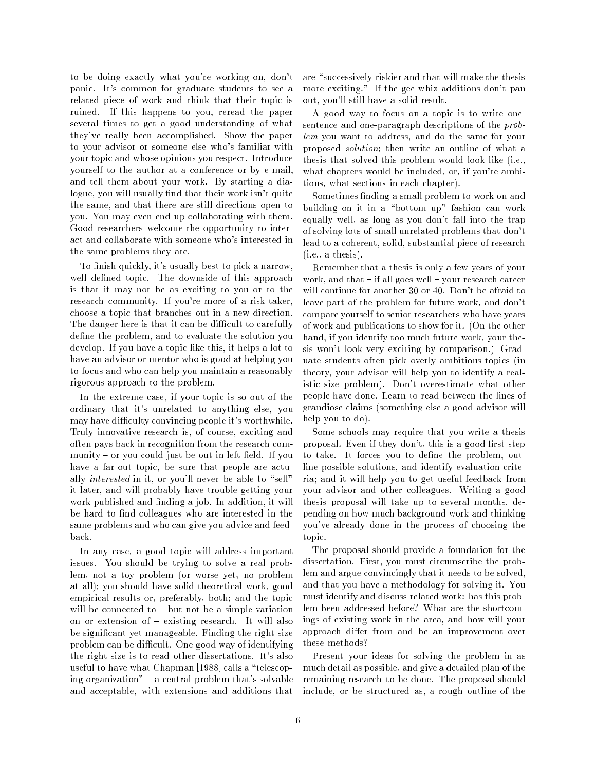to be doing exactly what you're working on, don't panic. It's common for graduate students to see a related piece of work and think that their topic is ruined. If this happens to you, reread the paper several times to get a good understanding of what they've really been accomplished. Show the paper to your advisor or someone else who's familiar with your topic and whose opinions you respect. Introduce yourself to the author at a conference or by e-mail, and tell them about your work. By starting a dialogue, you will usually find that their work isn't quite the same, and that there are still directions open to you. You may even end up collaborating with them. Good researchers welcome the opportunity to interact and collaborate with someone who's interested in the same problems they are.

To finish quickly, it's usually best to pick a narrow, well defined topic. The downside of this approach is that it may not be as exciting to you or to the research community. If you're more of a risk-taker, choose a topic that branches out in a new direction. The danger here is that it can be difficult to carefully define the problem, and to evaluate the solution you develop. If you have a topic like this, it helps a lot to have an advisor or mentor who is good at helping you to focus and who can help you maintain a reasonably rigorous approach to the problem.

In the extreme case, if your topic is so out of the ordinary that it's unrelated to anything else, you may have difficulty convincing people it's worthwhile. Truly innovative research is, of course, exciting and often pays back in recognition from the research community – or you could just be out in left field. If you have a far-out topic, be sure that people are actually *interested* in it, or you'll never be able to "sell" it later, and will probably have trouble getting your work published and finding a job. In addition, it will be hard to find colleagues who are interested in the same problems and who can give you advice and feedback.

In any case, a good topic will address important issues. You should be trying to solve a real problem, not a toy problem (or worse yet, no problem at all); you should have solid theoretical work, good empirical results or, preferably, both; and the topic will be connected to – but not be a simple variation on or extension of – existing research. It will also be significant yet manageable. Finding the right size problem can be difficult. One good way of identifying the right size is to read other dissertations. It's also useful to have what Chapman [1988] calls a "telescoping organization" – a central problem that's solvable and acceptable, with extensions and additions that are "successively riskier and that will make the thesis more exciting." If the gee-whiz additions don't pan out, you'll still have a solid result.

A good way to focus on a topic is to write one-sentence and one-paragraph descriptions of the *problem* you want to address, and do the same for your proposed *solution*; then write an outline of what a thesis that solved this problem would look like (i.e., what chapters would be included, or, if you're ambitious, what sections in each chapter).

Sometimes finding a small problem to work on and building on it in a "bottom up" fashion can work equally well, as long as you don't fall into the trap of solving lots of small unrelated problems that don't lead to a coherent, solid, substantial piece of research (i.e., a thesis).

Remember that a thesis is only a few years of your work, and that – if all goes well – your research career will continue for another 30 or 40. Don't be afraid to leave part of the problem for future work, and don't compare yourself to senior researchers who have years of work and publications to show for it. (On the other hand, if you identify too much future work, your thesis won't look very exciting by comparison.) Graduate students often pick overly ambitious topics (in theory, your advisor will help you to identify a realistic size problem). Don't overestimate what other people have done. Learn to read between the lines of grandiose claims (something else a good advisor will help you to do).

Some schools may require that you write a thesis proposal. Even if they don't, this is a good first step to take. It forces you to define the problem, outline possible solutions, and identify evaluation criteria; and it will help you to get useful feedback from your advisor and other colleagues. Writing a good thesis proposal will take up to several months, depending on how much background work and thinking you've already done in the process of choosing the topic.

The proposal should provide a foundation for the dissertation. First, you must circumscribe the problem and argue convincingly that it needs to be solved, and that you have a methodology for solving it. You must identify and discuss related work: has this problem been addressed before? What are the shortcomings of existing work in the area, and how will your approach differ from and be an improvement over these methods?

Present your ideas for solving the problem in as much detail as possible, and give a detailed plan of the remaining research to be done. The proposal should include, or be structured as, a rough outline of the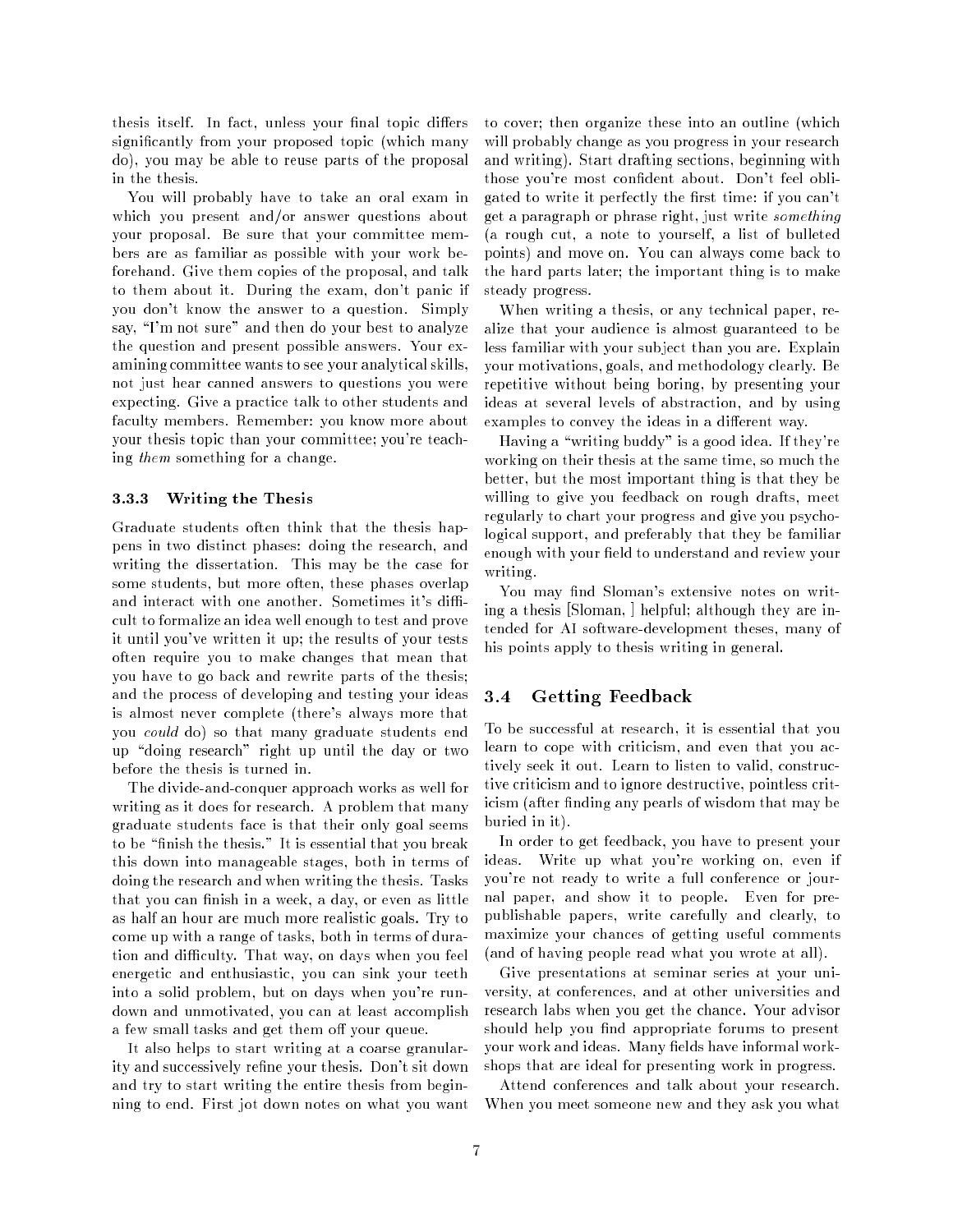thesis itself. In fact, unless your final topic differs significantly from your proposed topic (which many do), you may be able to reuse parts of the proposal in the thesis.

You will probably have to take an oral exam in which you present and/or answer questions about your proposal. Be sure that your committee members are as familiar as possible with your work beforehand. Give them copies of the proposal, and talk to them about it. During the exam, don't panic if you don't know the answer to a question. Simply say, "I'm not sure" and then do your best to analyze the question and present possible answers. Your examining committee wants to see your analytical skills, not just hear canned answers to questions you were expecting. Give a practice talk to other students and faculty members. Remember: you know more about your thesis topic than your committee; you're teaching *them* something for a change.

### 3.3.3 Writing the Thesis

Graduate students often think that the thesis happens in two distinct phases: doing the research, and writing the dissertation. This may be the case for some students, but more often, these phases overlap and interact with one another. Sometimes it's difficult to formalize an idea well enough to test and prove it until you've written it up; the results of your tests often require you to make changes that mean that you have to go back and rewrite parts of the thesis; and the process of developing and testing your ideas is almost never complete (there's always more that you *could* do) so that many graduate students end up "doing research" right up until the day or two before the thesis is turned in.

The divide-and-conquer approach works as well for writing as it does for research. A problem that many graduate students face is that their only goal seems to be "finish the thesis." It is essential that you break this down into manageable stages, both in terms of doing the research and when writing the thesis. Tasks that you can finish in a week, a day, or even as little as half an hour are much more realistic goals. Try to come up with a range of tasks, both in terms of duration and difficulty. That way, on days when you feel energetic and enthusiastic, you can sink your teeth into a solid problem, but on days when you're rundown and unmotivated, you can at least accomplish a few small tasks and get them off your queue.

It also helps to start writing at a coarse granularity and successively refine your thesis. Don't sit down and try to start writing the entire thesis from beginning to end. First jot down notes on what you want to cover; then organize these into an outline (which will probably change as you progress in your research and writing). Start drafting sections, beginning with those you're most confident about. Don't feel obligated to write it perfectly the first time: if you can't get a paragraph or phrase right, just write *something* (a rough cut, a note to yourself, a list of bulleted points) and move on. You can always come back to the hard parts later; the important thing is to make steady progress.

When writing a thesis, or any technical paper, realize that your audience is almost guaranteed to be less familiar with your subject than you are. Explain your motivations, goals, and methodology clearly. Be repetitive without being boring, by presenting your ideas at several levels of abstraction, and by using examples to convey the ideas in a different way.

Having a "writing buddy" is a good idea. If they're working on their thesis at the same time, so much the better, but the most important thing is that they be willing to give you feedback on rough drafts, meet regularly to chart your progress and give you psychological support, and preferably that they be familiar enough with your field to understand and review your writing.

You may find Sloman's extensive notes on writing a thesis [Sloman, ] helpful; although they are intended for AI software-development theses, many of his points apply to thesis writing in general.

## 3.4 Getting Feedback

To be successful at research, it is essential that you learn to cope with criticism, and even that you actively seek it out. Learn to listen to valid, constructive criticism and to ignore destructive, pointless criticism (after finding any pearls of wisdom that may be buried in it).

In order to get feedback, you have to present your ideas. Write up what you're working on, even if you're not ready to write a full conference or journal paper, and show it to people. Even for prepublishable papers, write carefully and clearly, to maximize your chances of getting useful comments (and of having people read what you wrote at all).

Give presentations at seminar series at your university, at conferences, and at other universities and research labs when you get the chance. Your advisor should help you find appropriate forums to present your work and ideas. Many fields have informal workshops that are ideal for presenting work in progress.

Attend conferences and talk about your research. When you meet someone new and they ask you what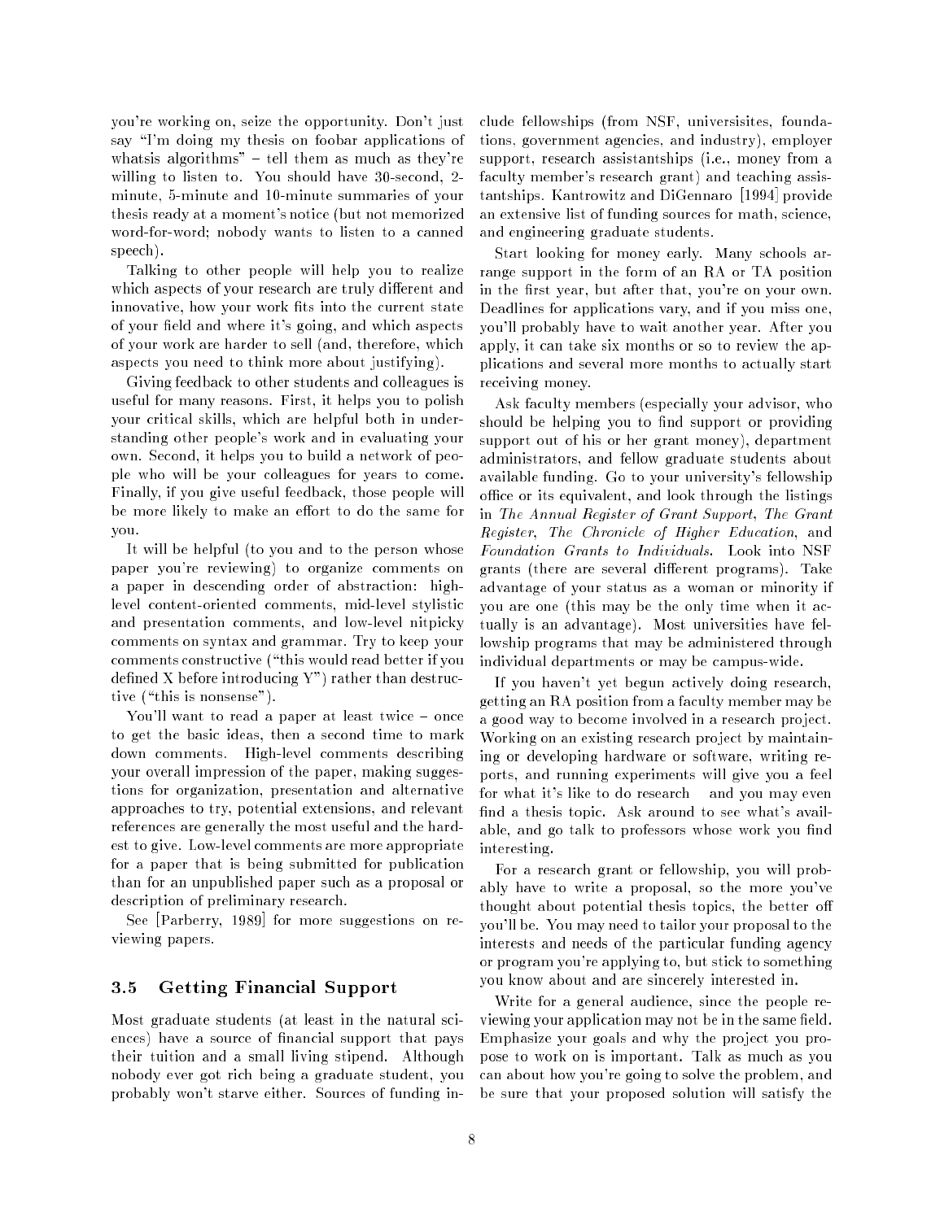you're working on, seize the opportunity. Don't just say "I'm doing my thesis on foobar applications of whatsis algorithms" – tell them as much as they're willing to listen to. You should have 30-second, 2-minute, 5-minute and 10-minute summaries of your thesis ready at a moment's notice (but not memorized word-for-word; nobody wants to listen to a canned speech).

Talking to other people will help you to realize which aspects of your research are truly different and innovative, how your work fits into the current state of your field and where it's going, and which aspects of your work are harder to sell (and, therefore, which aspects you need to think more about justifying).

Giving feedback to other students and colleagues is useful for many reasons. First, it helps you to polish your critical skills, which are helpful both in understanding other people's work and in evaluating your own. Second, it helps you to build a network of people who will be your colleagues for years to come. Finally, if you give useful feedback, those people will be more likely to make an effort to do the same for you.

It will be helpful (to you and to the person whose paper you're reviewing) to organize comments on a paper in descending order of abstraction: high-level content-oriented comments, mid-level stylistic and presentation comments, and low-level nitpicky comments on syntax and grammar. Try to keep your comments constructive ("this would read better if you defined X before introducing Y") rather than destructive ("this is nonsense").

You'll want to read a paper at least twice – once to get the basic ideas, then a second time to mark down comments. High-level comments describing your overall impression of the paper, making suggestions for organization, presentation and alternative approaches to try, potential extensions, and relevant references are generally the most useful and the hardest to give. Low-level comments are more appropriate for a paper that is being submitted for publication than for an unpublished paper such as a proposal or description of preliminary research.

See [Parberry, 1989] for more suggestions on reviewing papers.

### 3.5 Getting Financial Support

Most graduate students (at least in the natural sciences) have a source of financial support that pays their tuition and a small living stipend. Although nobody ever got rich being a graduate student, you probably won't starve either. Sources of funding include fellowships (from NSF, universisites, foundations, government agencies, and industry), employer support, research assistantships (i.e., money from a faculty member's research grant) and teaching assistantships. Kantrowitz and DiGennaro [1994] provide an extensive list of funding sources for math, science, and engineering graduate students.

Start looking for money early. Many schools arrange support in the form of an RA or TA position in the first year, but after that, you're on your own. Deadlines for applications vary, and if you miss one, you'll probably have to wait another year. After you apply, it can take six months or so to review the applications and several more months to actually start receiving money.

Ask faculty members (especially your advisor, who should be helping you to find support or providing support out of his or her grant money), department administrators, and fellow graduate students about available funding. Go to your university's fellowship office or its equivalent, and look through the listings in *The Annual Register of Grant Support*, *The Grant Register*, *The Chronicle of Higher Education*, and *Foundation Grants to Individuals*. Look into NSF grants (there are several different programs). Take advantage of your status as a woman or minority if you are one (this may be the only time when it actually is an advantage). Most universities have fellowship programs that may be administered through individual departments or may be campus-wide.

If you haven't yet begun actively doing research, getting an RA position from a faculty member may be a good way to become involved in a research project. Working on an existing research project by maintaining or developing hardware or software, writing reports, and running experiments will give you a feel for what it's like to do research and you may even find a thesis topic. Ask around to see what's available, and go talk to professors whose work you find interesting.

For a research grant or fellowship, you will probably have to write a proposal, so the more you've thought about potential thesis topics, the better off you'll be. You may need to tailor your proposal to the interests and needs of the particular funding agency or program you're applying to, but stick to something you know about and are sincerely interested in.

Write for a general audience, since the people reviewing your application may not be in the same field. Emphasize your goals and why the project you propose to work on is important. Talk as much as you can about how you're going to solve the problem, and be sure that your proposed solution will satisfy the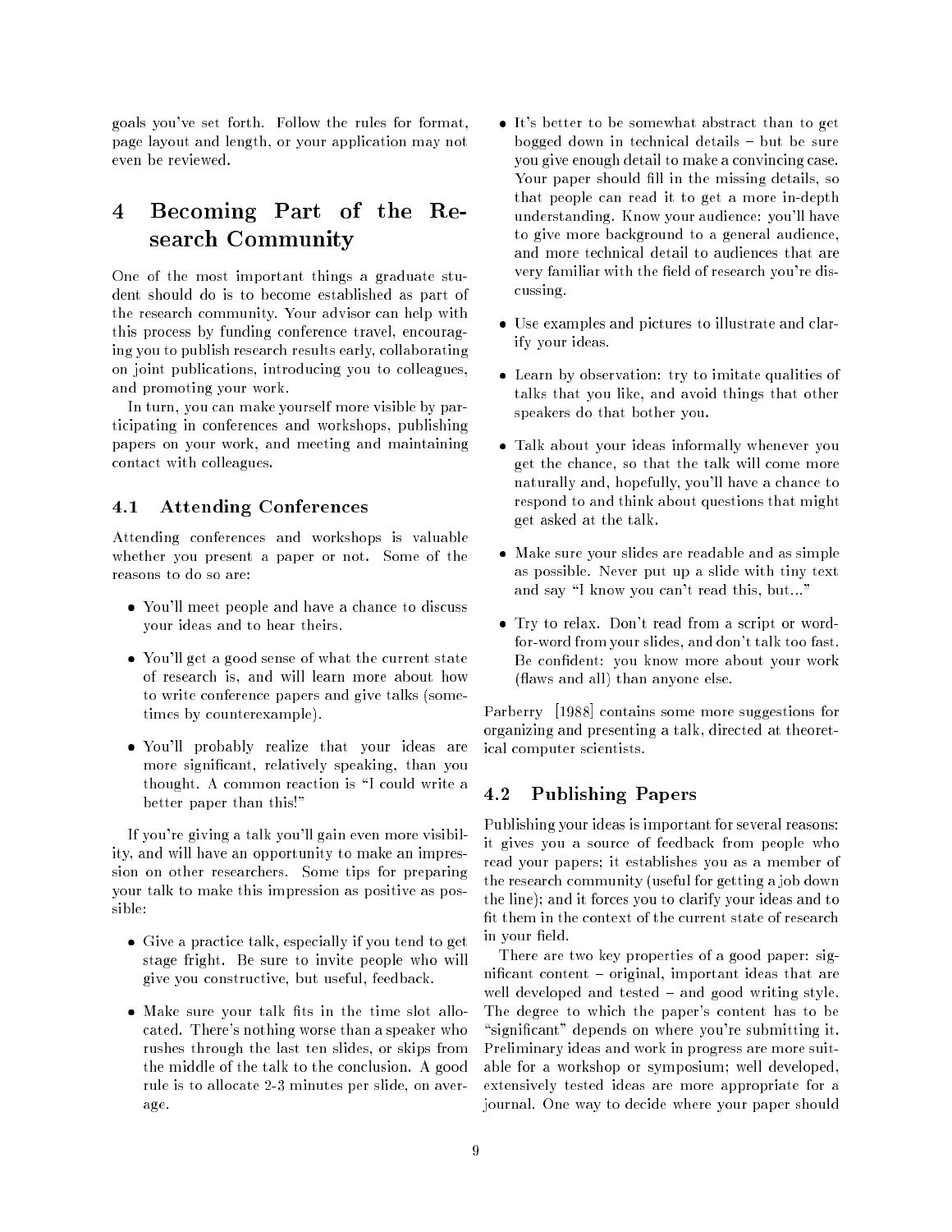goals you've set forth. Follow the rules for format, page layout and length, or your application may not even be reviewed.

# 4 Becoming Part of the Research Community

One of the most important things a graduate student should do is to become established as part of the research community. Your advisor can help with this process by funding conference travel, encouraging you to publish research results early, collaborating on joint publications, introducing you to colleagues, and promoting your work.

In turn, you can make yourself more visible by participating in conferences and workshops, publishing papers on your work, and meeting and maintaining contact with colleagues.

## 4.1 Attending Conferences

Attending conferences and workshops is valuable whether you present a paper or not. Some of the reasons to do so are:

- You'll meet people and have a chance to discuss your ideas and to hear theirs.
- You'll get a good sense of what the current state of research is, and will learn more about how to write conference papers and give talks (sometimes by counterexample).
- You'll probably realize that your ideas are more significant, relatively speaking, than you thought. A common reaction is "I could write a better paper than this!"

If you're giving a talk you'll gain even more visibility, and will have an opportunity to make an impression on other researchers. Some tips for preparing your talk to make this impression as positive as possible:

- Give a practice talk, especially if you tend to get stage fright. Be sure to invite people who will give you constructive, but useful, feedback.
- Make sure your talk fits in the time slot allocated. There's nothing worse than a speaker who rushes through the last ten slides, or skips from the middle of the talk to the conclusion. A good rule is to allocate 2-3 minutes per slide, on average.
- It's better to be somewhat abstract than to get bogged down in technical details – but be sure you give enough detail to make a convincing case. Your paper should fill in the missing details, so that people can read it to get a more in-depth understanding. Know your audience: you'll have to give more background to a general audience, and more technical detail to audiences that are very familiar with the field of research you're discussing.
- Use examples and pictures to illustrate and clarify your ideas.
- Learn by observation: try to imitate qualities of talks that you like, and avoid things that other speakers do that bother you.
- Talk about your ideas informally whenever you get the chance, so that the talk will come more naturally and, hopefully, you'll have a chance to respond to and think about questions that might get asked at the talk.
- Make sure your slides are readable and as simple as possible. Never put up a slide with tiny text and say "I know you can't read this, but..."
- Try to relax. Don't read from a script or word-for-word from your slides, and don't talk too fast. Be confident: you know more about your work (flaws and all) than anyone else.

Parberry [1988] contains some more suggestions for organizing and presenting a talk, directed at theoretical computer scientists.

## 4.2 Publishing Papers

Publishing your ideas is important for several reasons: it gives you a source of feedback from people who read your papers; it establishes you as a member of the research community (useful for getting a job down the line); and it forces you to clarify your ideas and to fit them in the context of the current state of research in your field.

There are two key properties of a good paper: significant content – original, important ideas that are well developed and tested – and good writing style. The degree to which the paper's content has to be "significant" depends on where you're submitting it. Preliminary ideas and work in progress are more suitable for a workshop or symposium; well developed, extensively tested ideas are more appropriate for a journal. One way to decide where your paper should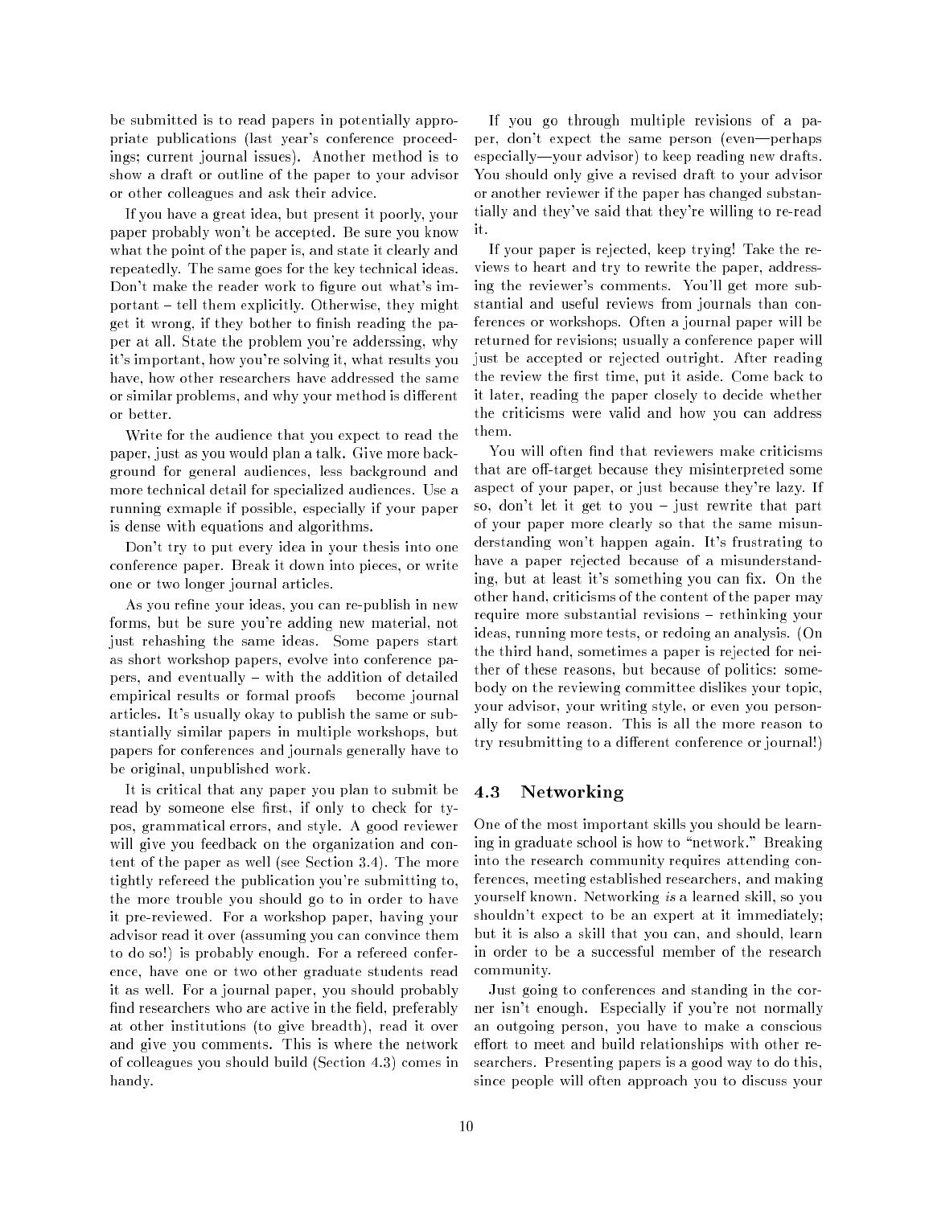be submitted is to read papers in potentially appropriate publications (last year's conference proceedings; current journal issues). Another method is to show a draft or outline of the paper to your advisor or other colleagues and ask their advice.

If you have a great idea, but present it poorly, your paper probably won't be accepted. Be sure you know what the point of the paper is, and state it clearly and repeatedly. The same goes for the key technical ideas. Don't make the reader work to figure out what's important – tell them explicitly. Otherwise, they might get it wrong, if they bother to finish reading the paper at all. State the problem you're adderssing, why it's important, how you're solving it, what results you have, how other researchers have addressed the same or similar problems, and why your method is different or better.

Write for the audience that you expect to read the paper, just as you would plan a talk. Give more background for general audiences, less background and more technical detail for specialized audiences. Use a running exmaple if possible, especially if your paper is dense with equations and algorithms.

Don't try to put every idea in your thesis into one conference paper. Break it down into pieces, or write one or two longer journal articles.

As you refine your ideas, you can re-publish in new forms, but be sure you're adding new material, not just rehashing the same ideas. Some papers start as short workshop papers, evolve into conference papers, and eventually – with the addition of detailed empirical results or formal proofs   become journal articles. It's usually okay to publish the same or substantially similar papers in multiple workshops, but papers for conferences and journals generally have to be original, unpublished work.

It is critical that any paper you plan to submit be read by someone else first, if only to check for typos, grammatical errors, and style. A good reviewer will give you feedback on the organization and content of the paper as well (see Section 3.4). The more tightly refereed the publication you're submitting to, the more trouble you should go to in order to have it pre-reviewed. For a workshop paper, having your advisor read it over (assuming you can convince them to do so!) is probably enough. For a refereed conference, have one or two other graduate students read it as well. For a journal paper, you should probably find researchers who are active in the field, preferably at other institutions (to give breadth), read it over and give you comments. This is where the network of colleagues you should build (Section 4.3) comes in handy.

If you go through multiple revisions of a paper, don't expect the same person (even—perhaps especially—your advisor) to keep reading new drafts. You should only give a revised draft to your advisor or another reviewer if the paper has changed substantially and they've said that they're willing to re-read it.

If your paper is rejected, keep trying! Take the reviews to heart and try to rewrite the paper, addressing the reviewer's comments. You'll get more substantial and useful reviews from journals than conferences or workshops. Often a journal paper will be returned for revisions; usually a conference paper will just be accepted or rejected outright. After reading the review the first time, put it aside. Come back to it later, reading the paper closely to decide whether the criticisms were valid and how you can address them.

You will often find that reviewers make criticisms that are off-target because they misinterpreted some aspect of your paper, or just because they're lazy. If so, don't let it get to you – just rewrite that part of your paper more clearly so that the same misunderstanding won't happen again. It's frustrating to have a paper rejected because of a misunderstanding, but at least it's something you can fix. On the other hand, criticisms of the content of the paper may require more substantial revisions – rethinking your ideas, running more tests, or redoing an analysis. (On the third hand, sometimes a paper is rejected for neither of these reasons, but because of politics: somebody on the reviewing committee dislikes your topic, your advisor, your writing style, or even you personally for some reason. This is all the more reason to try resubmitting to a different conference or journal!)

### 4.3 Networking

One of the most important skills you should be learning in graduate school is how to "network." Breaking into the research community requires attending conferences, meeting established researchers, and making yourself known. Networking *is* a learned skill, so you shouldn't expect to be an expert at it immediately; but it is also a skill that you can, and should, learn in order to be a successful member of the research community.

Just going to conferences and standing in the corner isn't enough. Especially if you're not normally an outgoing person, you have to make a conscious effort to meet and build relationships with other researchers. Presenting papers is a good way to do this, since people will often approach you to discuss your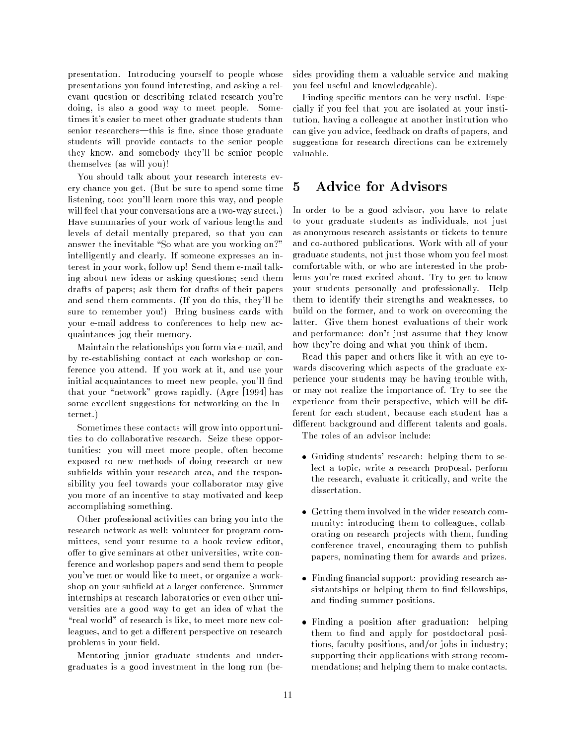presentation. Introducing yourself to people whose presentations you found interesting, and asking a relevant question or describing related research you're doing, is also a good way to meet people. Sometimes it's easier to meet other graduate students than senior researchers—this is fine, since those graduate students will provide contacts to the senior people they know, and somebody they'll be senior people themselves (as will you)!

You should talk about your research interests every chance you get. (But be sure to spend some time listening, too: you'll learn more this way, and people will feel that your conversations are a two-way street.) Have summaries of your work of various lengths and levels of detail mentally prepared, so that you can answer the inevitable "So what are you working on?" intelligently and clearly. If someone expresses an interest in your work, follow up! Send them e-mail talking about new ideas or asking questions; send them drafts of papers; ask them for drafts of their papers and send them comments. (If you do this, they'll be sure to remember you!) Bring business cards with your e-mail address to conferences to help new acquaintances jog their memory.

Maintain the relationships you form via e-mail, and by re-establishing contact at each workshop or conference you attend. If you work at it, and use your initial acquaintances to meet new people, you'll find that your "network" grows rapidly. (Agre [1994] has some excellent suggestions for networking on the Internet.)

Sometimes these contacts will grow into opportunities to do collaborative research. Seize these opportunities: you will meet more people, often become exposed to new methods of doing research or new subfields within your research area, and the responsibility you feel towards your collaborator may give you more of an incentive to stay motivated and keep accomplishing something.

Other professional activities can bring you into the research network as well: volunteer for program committees, send your resume to a book review editor, offer to give seminars at other universities, write conference and workshop papers and send them to people you've met or would like to meet, or organize a workshop on your subfield at a larger conference. Summer internships at research laboratories or even other universities are a good way to get an idea of what the "real world" of research is like, to meet more new colleagues, and to get a different perspective on research problems in your field.

Mentoring junior graduate students and undergraduates is a good investment in the long run (besides providing them a valuable service and making you feel useful and knowledgeable).

Finding specific mentors can be very useful. Especially if you feel that you are isolated at your institution, having a colleague at another institution who can give you advice, feedback on drafts of papers, and suggestions for research directions can be extremely valuable.

# 5 Advice for Advisors

In order to be a good advisor, you have to relate to your graduate students as individuals, not just as anonymous research assistants or tickets to tenure and co-authored publications. Work with all of your graduate students, not just those whom you feel most comfortable with, or who are interested in the problems you're most excited about. Try to get to know your students personally and professionally. Help them to identify their strengths and weaknesses, to build on the former, and to work on overcoming the latter. Give them honest evaluations of their work and performance: don't just assume that they know how they're doing and what you think of them.

Read this paper and others like it with an eye towards discovering which aspects of the graduate experience your students may be having trouble with, or may not realize the importance of. Try to see the experience from their perspective, which will be different for each student, because each student has a different background and different talents and goals.

The roles of an advisor include:

- Guiding students' research: helping them to select a topic, write a research proposal, perform the research, evaluate it critically, and write the dissertation.
- Getting them involved in the wider research community: introducing them to colleagues, collaborating on research projects with them, funding conference travel, encouraging them to publish papers, nominating them for awards and prizes.
- Finding financial support: providing research assistantships or helping them to find fellowships, and finding summer positions.
- Finding a position after graduation: helping them to find and apply for postdoctoral positions, faculty positions, and/or jobs in industry; supporting their applications with strong recommendations; and helping them to make contacts.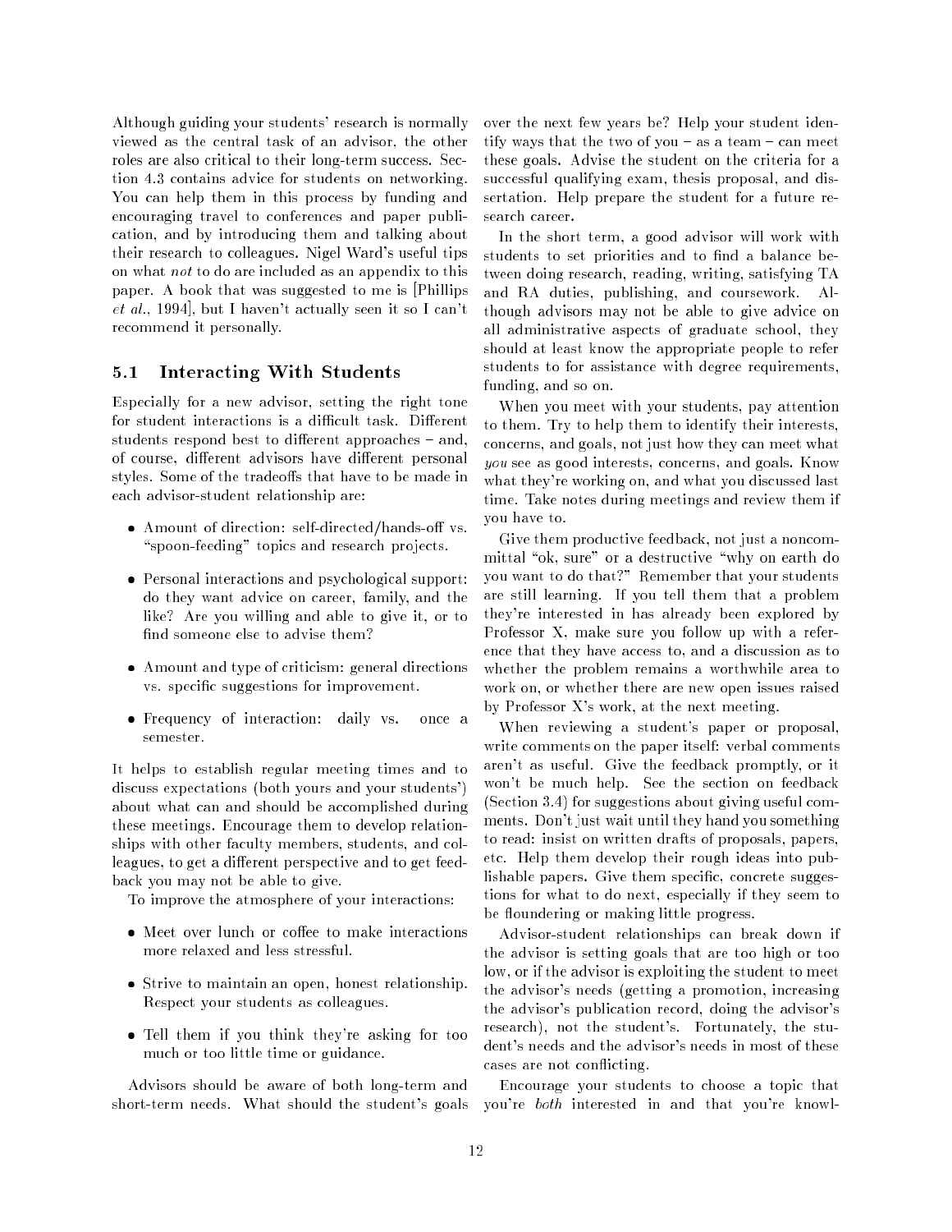Although guiding your students' research is normally viewed as the central task of an advisor, the other roles are also critical to their long-term success. Section 4.3 contains advice for students on networking. You can help them in this process by funding and encouraging travel to conferences and paper publication, and by introducing them and talking about their research to colleagues. Nigel Ward's useful tips on what *not* to do are included as an appendix to this paper. A book that was suggested to me is [Phillips *et al.*, 1994], but I haven't actually seen it so I can't recommend it personally.

### 5.1 Interacting With Students

Especially for a new advisor, setting the right tone for student interactions is a difficult task. Different students respond best to different approaches – and, of course, different advisors have different personal styles. Some of the tradeoffs that have to be made in each advisor-student relationship are:

- Amount of direction: self-directed/hands-off vs. "spoon-feeding" topics and research projects.
- Personal interactions and psychological support: do they want advice on career, family, and the like? Are you willing and able to give it, or to find someone else to advise them?
- Amount and type of criticism: general directions vs. specific suggestions for improvement.
- Frequency of interaction: daily vs. once a semester.

It helps to establish regular meeting times and to discuss expectations (both yours and your students') about what can and should be accomplished during these meetings. Encourage them to develop relationships with other faculty members, students, and colleagues, to get a different perspective and to get feedback you may not be able to give.

To improve the atmosphere of your interactions:

- Meet over lunch or coffee to make interactions more relaxed and less stressful.
- Strive to maintain an open, honest relationship. Respect your students as colleagues.
- Tell them if you think they're asking for too much or too little time or guidance.

Advisors should be aware of both long-term and short-term needs. What should the student's goals over the next few years be? Help your student identify ways that the two of you – as a team – can meet these goals. Advise the student on the criteria for a successful qualifying exam, thesis proposal, and dissertation. Help prepare the student for a future research career.

In the short term, a good advisor will work with students to set priorities and to find a balance between doing research, reading, writing, satisfying TA and RA duties, publishing, and coursework. Although advisors may not be able to give advice on all administrative aspects of graduate school, they should at least know the appropriate people to refer students to for assistance with degree requirements, funding, and so on.

When you meet with your students, pay attention to them. Try to help them to identify their interests, concerns, and goals, not just how they can meet what *you* see as good interests, concerns, and goals. Know what they're working on, and what you discussed last time. Take notes during meetings and review them if you have to.

Give them productive feedback, not just a noncommittal "ok, sure" or a destructive "why on earth do you want to do that?" Remember that your students are still learning. If you tell them that a problem they're interested in has already been explored by Professor X, make sure you follow up with a reference that they have access to, and a discussion as to whether the problem remains a worthwhile area to work on, or whether there are new open issues raised by Professor X's work, at the next meeting.

When reviewing a student's paper or proposal, write comments on the paper itself: verbal comments aren't as useful. Give the feedback promptly, or it won't be much help. See the section on feedback (Section 3.4) for suggestions about giving useful comments. Don't just wait until they hand you something to read: insist on written drafts of proposals, papers, etc. Help them develop their rough ideas into publishable papers. Give them specific, concrete suggestions for what to do next, especially if they seem to be floundering or making little progress.

Advisor-student relationships can break down if the advisor is setting goals that are too high or too low, or if the advisor is exploiting the student to meet the advisor's needs (getting a promotion, increasing the advisor's publication record, doing the advisor's research), not the student's. Fortunately, the student's needs and the advisor's needs in most of these cases are not conflicting.

Encourage your students to choose a topic that you're *both* interested in and that you're knowl-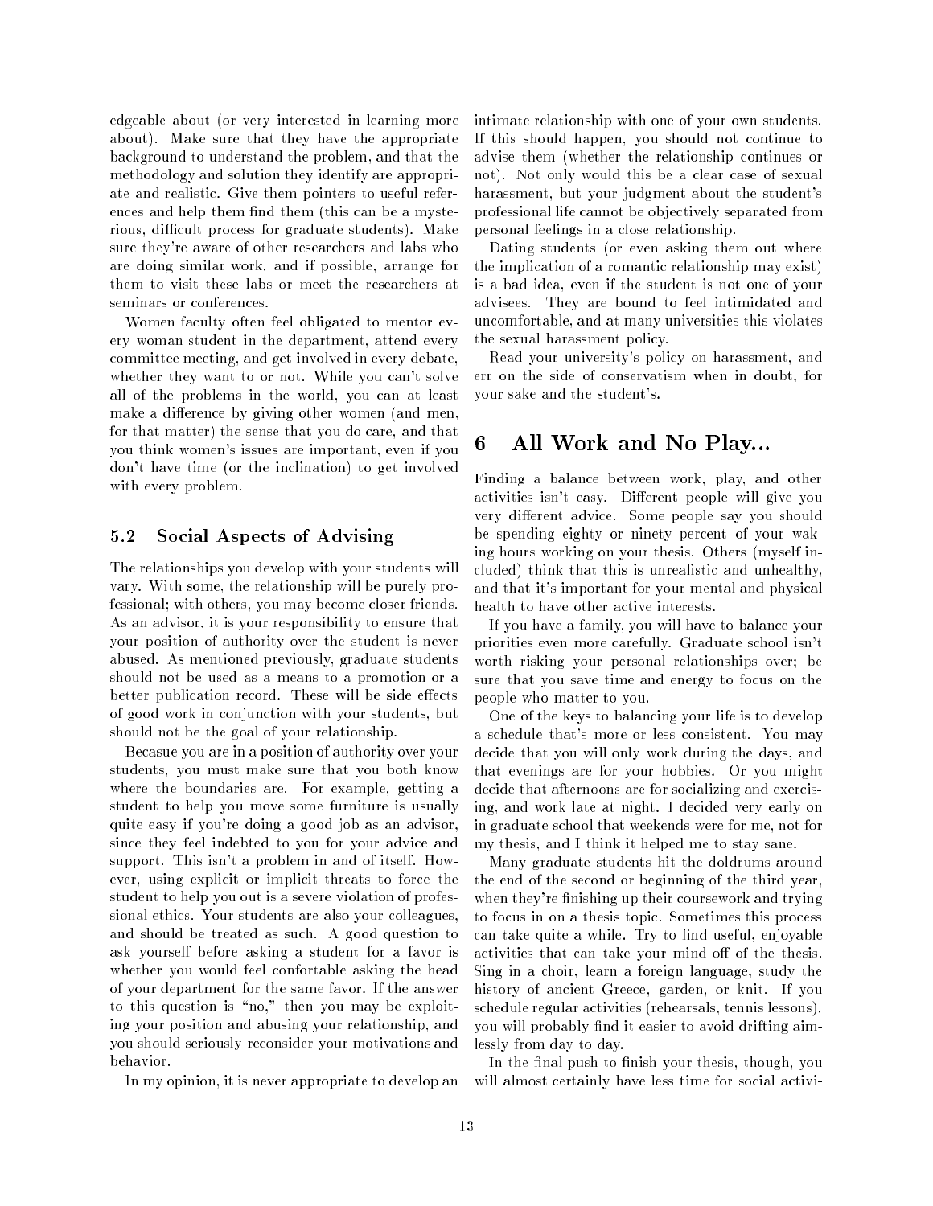edgeable about (or very interested in learning more about). Make sure that they have the appropriate background to understand the problem, and that the methodology and solution they identify are appropriate and realistic. Give them pointers to useful references and help them find them (this can be a mysterious, difficult process for graduate students). Make sure they're aware of other researchers and labs who are doing similar work, and if possible, arrange for them to visit these labs or meet the researchers at seminars or conferences.

Women faculty often feel obligated to mentor every woman student in the department, attend every committee meeting, and get involved in every debate, whether they want to or not. While you can't solve all of the problems in the world, you can at least make a difference by giving other women (and men, for that matter) the sense that you do care, and that you think women's issues are important, even if you don't have time (or the inclination) to get involved with every problem.

### 5.2 Social Aspects of Advising

The relationships you develop with your students will vary. With some, the relationship will be purely professional; with others, you may become closer friends. As an advisor, it is your responsibility to ensure that your position of authority over the student is never abused. As mentioned previously, graduate students should not be used as a means to a promotion or a better publication record. These will be side effects of good work in conjunction with your students, but should not be the goal of your relationship.

Becasue you are in a position of authority over your students, you must make sure that you both know where the boundaries are. For example, getting a student to help you move some furniture is usually quite easy if you're doing a good job as an advisor, since they feel indebted to you for your advice and support. This isn't a problem in and of itself. However, using explicit or implicit threats to force the student to help you out is a severe violation of professional ethics. Your students are also your colleagues, and should be treated as such. A good question to ask yourself before asking a student for a favor is whether you would feel confortable asking the head of your department for the same favor. If the answer to this question is "no," then you may be exploiting your position and abusing your relationship, and you should seriously reconsider your motivations and behavior.

In my opinion, it is never appropriate to develop an intimate relationship with one of your own students. If this should happen, you should not continue to advise them (whether the relationship continues or not). Not only would this be a clear case of sexual harassment, but your judgment about the student's professional life cannot be objectively separated from personal feelings in a close relationship.

Dating students (or even asking them out where the implication of a romantic relationship may exist) is a bad idea, even if the student is not one of your advisees. They are bound to feel intimidated and uncomfortable, and at many universities this violates the sexual harassment policy.

Read your university's policy on harassment, and err on the side of conservatism when in doubt, for your sake and the student's.

## 6 All Work and No Play...

Finding a balance between work, play, and other activities isn't easy. Different people will give you very different advice. Some people say you should be spending eighty or ninety percent of your waking hours working on your thesis. Others (myself included) think that this is unrealistic and unhealthy, and that it's important for your mental and physical health to have other active interests.

If you have a family, you will have to balance your priorities even more carefully. Graduate school isn't worth risking your personal relationships over; be sure that you save time and energy to focus on the people who matter to you.

One of the keys to balancing your life is to develop a schedule that's more or less consistent. You may decide that you will only work during the days, and that evenings are for your hobbies. Or you might decide that afternoons are for socializing and exercising, and work late at night. I decided very early on in graduate school that weekends were for me, not for my thesis, and I think it helped me to stay sane.

Many graduate students hit the doldrums around the end of the second or beginning of the third year, when they're finishing up their coursework and trying to focus in on a thesis topic. Sometimes this process can take quite a while. Try to find useful, enjoyable activities that can take your mind off of the thesis. Sing in a choir, learn a foreign language, study the history of ancient Greece, garden, or knit. If you schedule regular activities (rehearsals, tennis lessons), you will probably find it easier to avoid drifting aimlessly from day to day.

In the final push to finish your thesis, though, you will almost certainly have less time for social activi-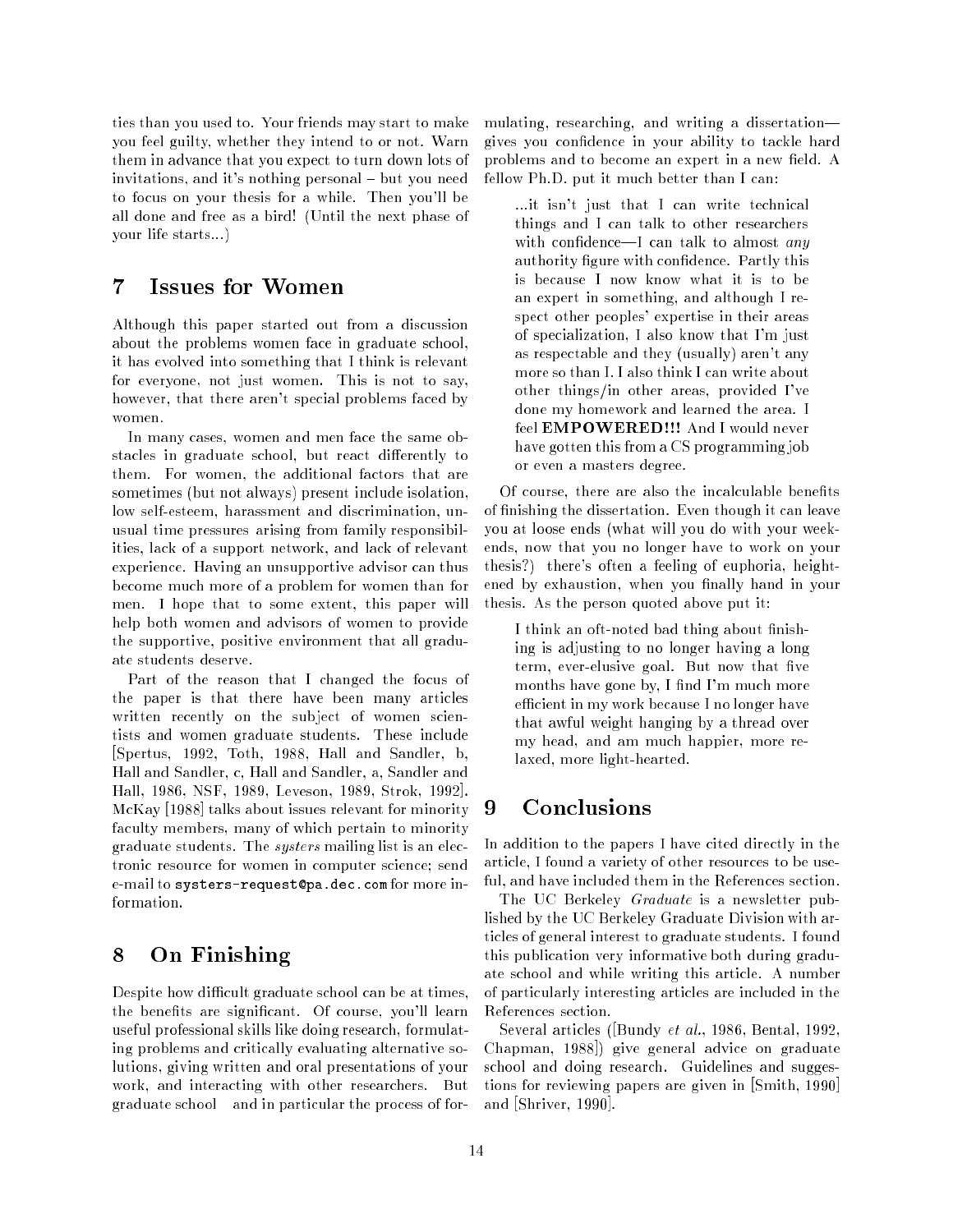ties than you used to. Your friends may start to make you feel guilty, whether they intend to or not. Warn them in advance that you expect to turn down lots of invitations, and it's nothing personal – but you need to focus on your thesis for a while. Then you'll be all done and free as a bird! (Until the next phase of your life starts...)

# 7 Issues for Women

Although this paper started out from a discussion about the problems women face in graduate school, it has evolved into something that I think is relevant for everyone, not just women. This is not to say, however, that there aren't special problems faced by women.

In many cases, women and men face the same obstacles in graduate school, but react differently to them. For women, the additional factors that are sometimes (but not always) present include isolation, low self-esteem, harassment and discrimination, unusual time pressures arising from family responsibilities, lack of a support network, and lack of relevant experience. Having an unsupportive advisor can thus become much more of a problem for women than for men. I hope that to some extent, this paper will help both women and advisors of women to provide the supportive, positive environment that all graduate students deserve.

Part of the reason that I changed the focus of the paper is that there have been many articles written recently on the subject of women scientists and women graduate students. These include [Spertus, 1992, Toth, 1988, Hall and Sandler, b, Hall and Sandler, c, Hall and Sandler, a, Sandler and Hall, 1986, NSF, 1989, Leveson, 1989, Strok, 1992]. McKay [1988] talks about issues relevant for minority faculty members, many of which pertain to minority graduate students. The *systers* mailing list is an electronic resource for women in computer science; send e-mail to `systers-request@pa.dec.com` for more information.

# 8 On Finishing

Despite how difficult graduate school can be at times, the benefits are significant. Of course, you'll learn useful professional skills like doing research, formulating problems and critically evaluating alternative solutions, giving written and oral presentations of your work, and interacting with other researchers. But graduate school – and in particular the process of formulating, researching, and writing a dissertation—gives you confidence in your ability to tackle hard problems and to become an expert in a new field. A fellow Ph.D. put it much better than I can:

> ...it isn't just that I can write technical things and I can talk to other researchers with confidence—I can talk to almost *any* authority figure with confidence. Partly this is because I now know what it is to be an expert in something, and although I respect other peoples' expertise in their areas of specialization, I also know that I'm just as respectable and they (usually) aren't any more so than I. I also think I can write about other things/in other areas, provided I've done my homework and learned the area. I feel **EMPOWERED!!!** And I would never have gotten this from a CS programming job or even a masters degree.

Of course, there are also the incalculable benefits of finishing the dissertation. Even though it can leave you at loose ends (what will you do with your weekends, now that you no longer have to work on your thesis?) there's often a feeling of euphoria, heightened by exhaustion, when you finally hand in your thesis. As the person quoted above put it:

> I think an oft-noted bad thing about finishing is adjusting to no longer having a long term, ever-elusive goal. But now that five months have gone by, I find I'm much more efficient in my work because I no longer have that awful weight hanging by a thread over my head, and am much happier, more relaxed, more light-hearted.

# 9 Conclusions

In addition to the papers I have cited directly in the article, I found a variety of other resources to be useful, and have included them in the References section.

The UC Berkeley *Graduate* is a newsletter published by the UC Berkeley Graduate Division with articles of general interest to graduate students. I found this publication very informative both during graduate school and while writing this article. A number of particularly interesting articles are included in the References section.

Several articles ([Bundy *et al.*, 1986, Bental, 1992, Chapman, 1988]) give general advice on graduate school and doing research. Guidelines and suggestions for reviewing papers are given in [Smith, 1990] and [Shriver, 1990].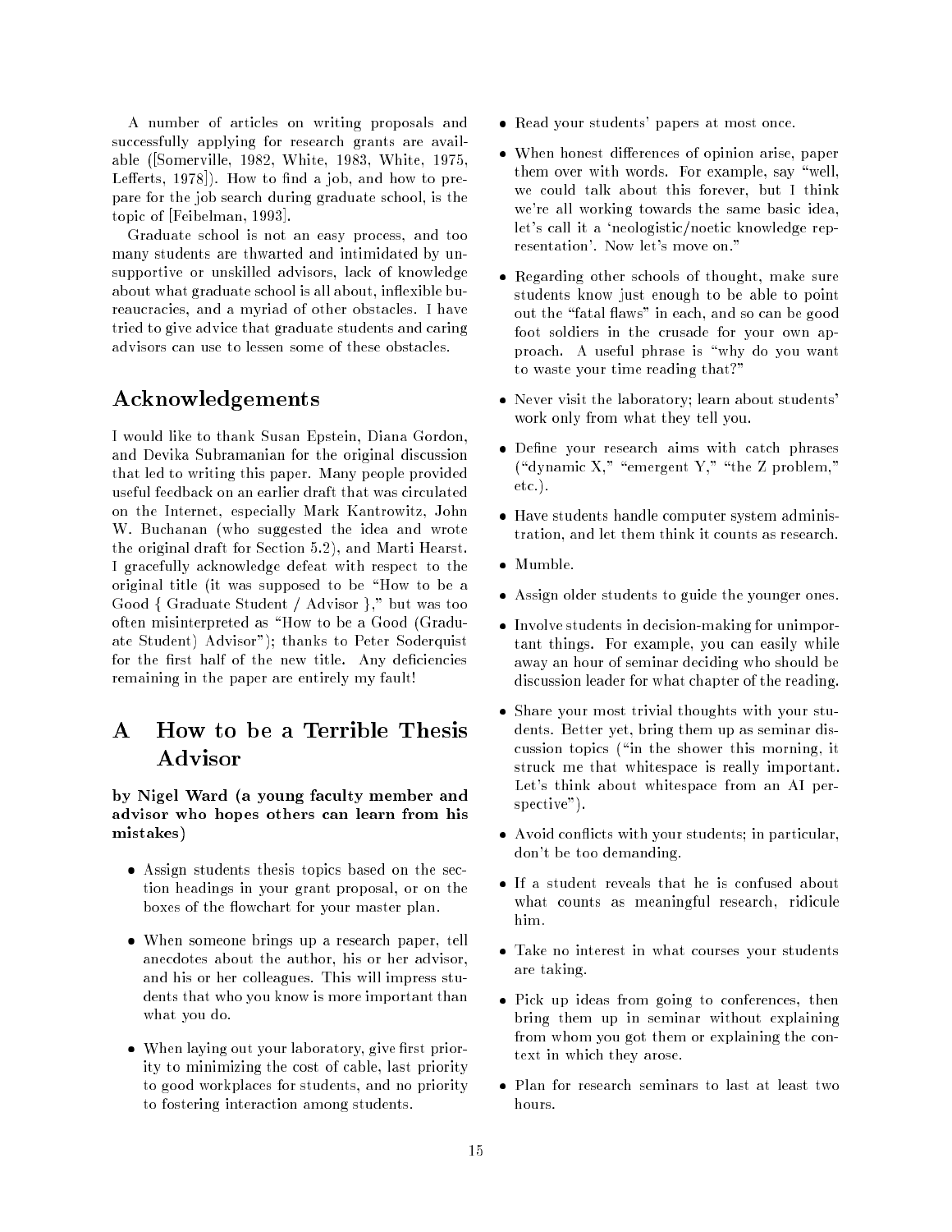A number of articles on writing proposals and successfully applying for research grants are available ([Somerville, 1982, White, 1983, White, 1975, Lefferts, 1978]). How to find a job, and how to prepare for the job search during graduate school, is the topic of [Feibelman, 1993].

Graduate school is not an easy process, and too many students are thwarted and intimidated by unsupportive or unskilled advisors, lack of knowledge about what graduate school is all about, inflexible bureaucracies, and a myriad of other obstacles. I have tried to give advice that graduate students and caring advisors can use to lessen some of these obstacles.

## Acknowledgements

I would like to thank Susan Epstein, Diana Gordon, and Devika Subramanian for the original discussion that led to writing this paper. Many people provided useful feedback on an earlier draft that was circulated on the Internet, especially Mark Kantrowitz, John W. Buchanan (who suggested the idea and wrote the original draft for Section 5.2), and Marti Hearst. I gracefully acknowledge defeat with respect to the original title (it was supposed to be "How to be a Good { Graduate Student / Advisor }," but was too often misinterpreted as "How to be a Good (Graduate Student) Advisor"); thanks to Peter Soderquist for the first half of the new title. Any deficiencies remaining in the paper are entirely my fault!

## A How to be a Terrible Thesis Advisor

**by Nigel Ward (a young faculty member and advisor who hopes others can learn from his mistakes)**

- Assign students thesis topics based on the section headings in your grant proposal, or on the boxes of the flowchart for your master plan.
- When someone brings up a research paper, tell anecdotes about the author, his or her advisor, and his or her colleagues. This will impress students that who you know is more important than what you do.
- When laying out your laboratory, give first priority to minimizing the cost of cable, last priority to good workplaces for students, and no priority to fostering interaction among students.
- Read your students' papers at most once.
- When honest differences of opinion arise, paper them over with words. For example, say "well, we could talk about this forever, but I think we're all working towards the same basic idea, let's call it a 'neologistic/noetic knowledge representation'. Now let's move on."
- Regarding other schools of thought, make sure students know just enough to be able to point out the "fatal flaws" in each, and so can be good foot soldiers in the crusade for your own approach. A useful phrase is "why do you want to waste your time reading that?"
- Never visit the laboratory; learn about students' work only from what they tell you.
- Define your research aims with catch phrases ("dynamic X," "emergent Y," "the Z problem," etc.).
- Have students handle computer system administration, and let them think it counts as research.
- Mumble.
- Assign older students to guide the younger ones.
- Involve students in decision-making for unimportant things. For example, you can easily while away an hour of seminar deciding who should be discussion leader for what chapter of the reading.
- Share your most trivial thoughts with your students. Better yet, bring them up as seminar discussion topics ("in the shower this morning, it struck me that whitespace is really important. Let's think about whitespace from an AI perspective").
- Avoid conflicts with your students; in particular, don't be too demanding.
- If a student reveals that he is confused about what counts as meaningful research, ridicule him.
- Take no interest in what courses your students are taking.
- Pick up ideas from going to conferences, then bring them up in seminar without explaining from whom you got them or explaining the context in which they arose.
- Plan for research seminars to last at least two hours.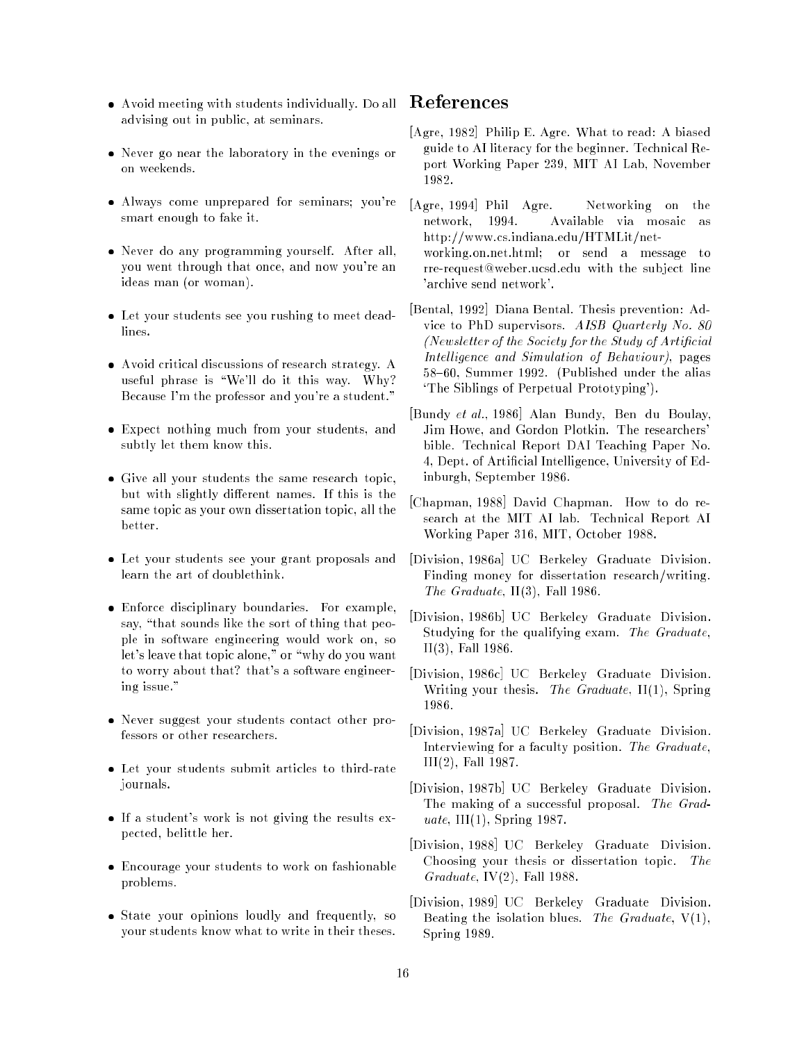- Avoid meeting with students individually. Do all advising out in public, at seminars.
- Never go near the laboratory in the evenings or on weekends.
- Always come unprepared for seminars; you're smart enough to fake it.
- Never do any programming yourself. After all, you went through that once, and now you're an ideas man (or woman).
- Let your students see you rushing to meet deadlines.
- Avoid critical discussions of research strategy. A useful phrase is "We'll do it this way. Why? Because I'm the professor and you're a student."
- Expect nothing much from your students, and subtly let them know this.
- Give all your students the same research topic, but with slightly different names. If this is the same topic as your own dissertation topic, all the better.
- Let your students see your grant proposals and learn the art of doublethink.
- Enforce disciplinary boundaries. For example, say, "that sounds like the sort of thing that people in software engineering would work on, so let's leave that topic alone," or "why do you want to worry about that? that's a software engineering issue."
- Never suggest your students contact other professors or other researchers.
- Let your students submit articles to third-rate journals.
- If a student's work is not giving the results expected, belittle her.
- Encourage your students to work on fashionable problems.
- State your opinions loudly and frequently, so your students know what to write in their theses.

# References

[Agre, 1982] Philip E. Agre. What to read: A biased guide to AI literacy for the beginner. Technical Report Working Paper 239, MIT AI Lab, November 1982.

[Agre, 1994] Phil Agre. Networking on the network, 1994. Available via mosaic as http://www.cs.indiana.edu/HTMLit/net-working.on.net.html; or send a message to rre-request@weber.ucsd.edu with the subject line 'archive send network'.

[Bental, 1992] Diana Bental. Thesis prevention: Advice to PhD supervisors. *AISB Quarterly No. 80 (Newsletter of the Society for the Study of Artificial Intelligence and Simulation of Behaviour)*, pages 58–60, Summer 1992. (Published under the alias 'The Siblings of Perpetual Prototyping').

[Bundy *et al.*, 1986] Alan Bundy, Ben du Boulay, Jim Howe, and Gordon Plotkin. The researchers' bible. Technical Report DAI Teaching Paper No. 4, Dept. of Artificial Intelligence, University of Edinburgh, September 1986.

[Chapman, 1988] David Chapman. How to do research at the MIT AI lab. Technical Report AI Working Paper 316, MIT, October 1988.

[Division, 1986a] UC Berkeley Graduate Division. Finding money for dissertation research/writing. *The Graduate*, II(3), Fall 1986.

[Division, 1986b] UC Berkeley Graduate Division. Studying for the qualifying exam. *The Graduate*, II(3), Fall 1986.

[Division, 1986c] UC Berkeley Graduate Division. Writing your thesis. *The Graduate*, II(1), Spring 1986.

[Division, 1987a] UC Berkeley Graduate Division. Interviewing for a faculty position. *The Graduate*, III(2), Fall 1987.

[Division, 1987b] UC Berkeley Graduate Division. The making of a successful proposal. *The Graduate*, III(1), Spring 1987.

[Division, 1988] UC Berkeley Graduate Division. Choosing your thesis or dissertation topic. *The Graduate*, IV(2), Fall 1988.

[Division, 1989] UC Berkeley Graduate Division. Beating the isolation blues. *The Graduate*, V(1), Spring 1989.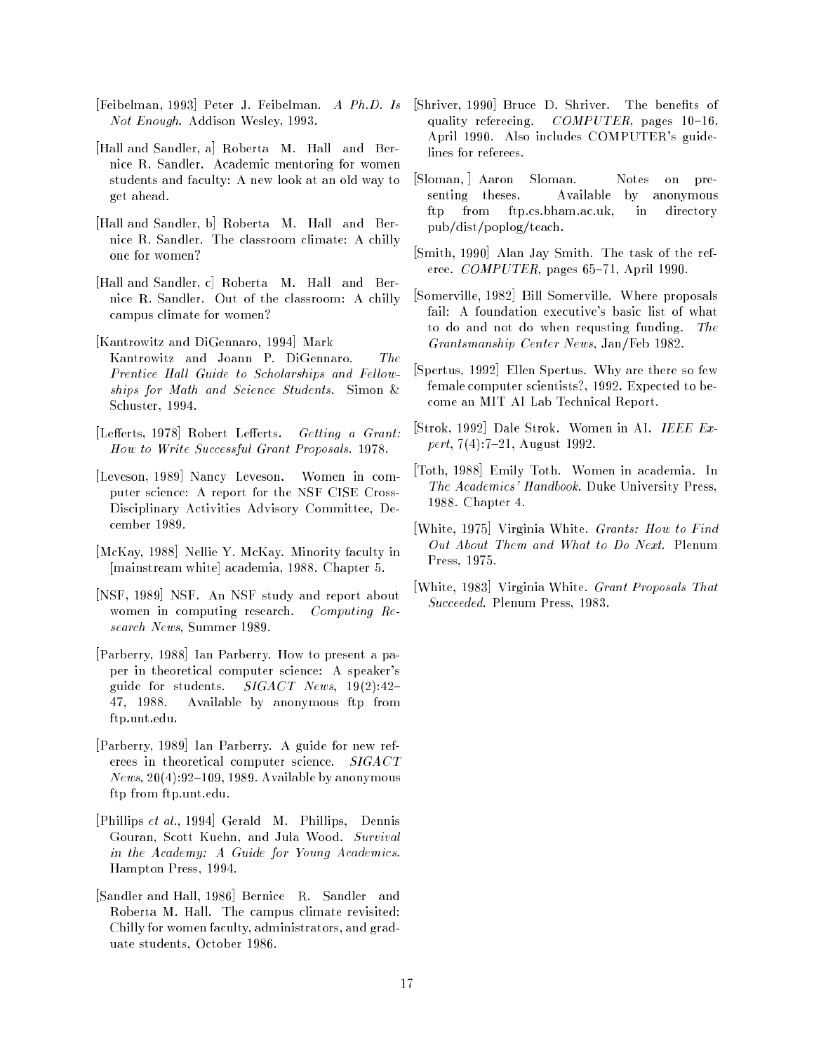[Feibelman, 1993] Peter J. Feibelman. *A Ph.D. Is Not Enough*. Addison Wesley, 1993.

[Hall and Sandler, a] Roberta M. Hall and Bernice R. Sandler. Academic mentoring for women students and faculty: A new look at an old way to get ahead.

[Hall and Sandler, b] Roberta M. Hall and Bernice R. Sandler. The classroom climate: A chilly one for women?

[Hall and Sandler, c] Roberta M. Hall and Bernice R. Sandler. Out of the classroom: A chilly campus climate for women?

[Kantrowitz and DiGennaro, 1994] Mark Kantrowitz and Joann P. DiGennaro. *The Prentice Hall Guide to Scholarships and Fellowships for Math and Science Students*. Simon & Schuster, 1994.

[Lefferts, 1978] Robert Lefferts. *Getting a Grant: How to Write Successful Grant Proposals*. 1978.

[Leveson, 1989] Nancy Leveson. Women in computer science: A report for the NSF CISE Cross-Disciplinary Activities Advisory Committee, December 1989.

[McKay, 1988] Nellie Y. McKay. Minority faculty in [mainstream white] academia, 1988. Chapter 5.

[NSF, 1989] NSF. An NSF study and report about women in computing research. *Computing Research News*, Summer 1989.

[Parberry, 1988] Ian Parberry. How to present a paper in theoretical computer science: A speaker's guide for students. *SIGACT News*, 19(2):42–47, 1988. Available by anonymous ftp from ftp.unt.edu.

[Parberry, 1989] Ian Parberry. A guide for new referees in theoretical computer science. *SIGACT News*, 20(4):92–109, 1989. Available by anonymous ftp from ftp.unt.edu.

[Phillips *et al.*, 1994] Gerald M. Phillips, Dennis Gouran, Scott Kuehn, and Jula Wood. *Survival in the Academy: A Guide for Young Academics*. Hampton Press, 1994.

[Sandler and Hall, 1986] Bernice R. Sandler and Roberta M. Hall. The campus climate revisited: Chilly for women faculty, administrators, and graduate students, October 1986.

[Shriver, 1990] Bruce D. Shriver. The benefits of quality refereeing. *COMPUTER*, pages 10–16, April 1990. Also includes COMPUTER's guidelines for referees.

[Sloman, ] Aaron Sloman. Notes on presenting theses. Available by anonymous ftp from ftp.cs.bham.ac.uk, in directory pub/dist/poplog/teach.

[Smith, 1990] Alan Jay Smith. The task of the referee. *COMPUTER*, pages 65–71, April 1990.

[Somerville, 1982] Bill Somerville. Where proposals fail: A foundation executive's basic list of what to do and not do when requsting funding. *The Grantsmanship Center News*, Jan/Feb 1982.

[Spertus, 1992] Ellen Spertus. Why are there so few female computer scientists?, 1992. Expected to become an MIT AI Lab Technical Report.

[Strok, 1992] Dale Strok. Women in AI. *IEEE Expert*, 7(4):7–21, August 1992.

[Toth, 1988] Emily Toth. Women in academia. In *The Academics' Handbook*. Duke University Press, 1988. Chapter 4.

[White, 1975] Virginia White. *Grants: How to Find Out About Them and What to Do Next*. Plenum Press, 1975.

[White, 1983] Virginia White. *Grant Proposals That Succeeded*. Plenum Press, 1983.